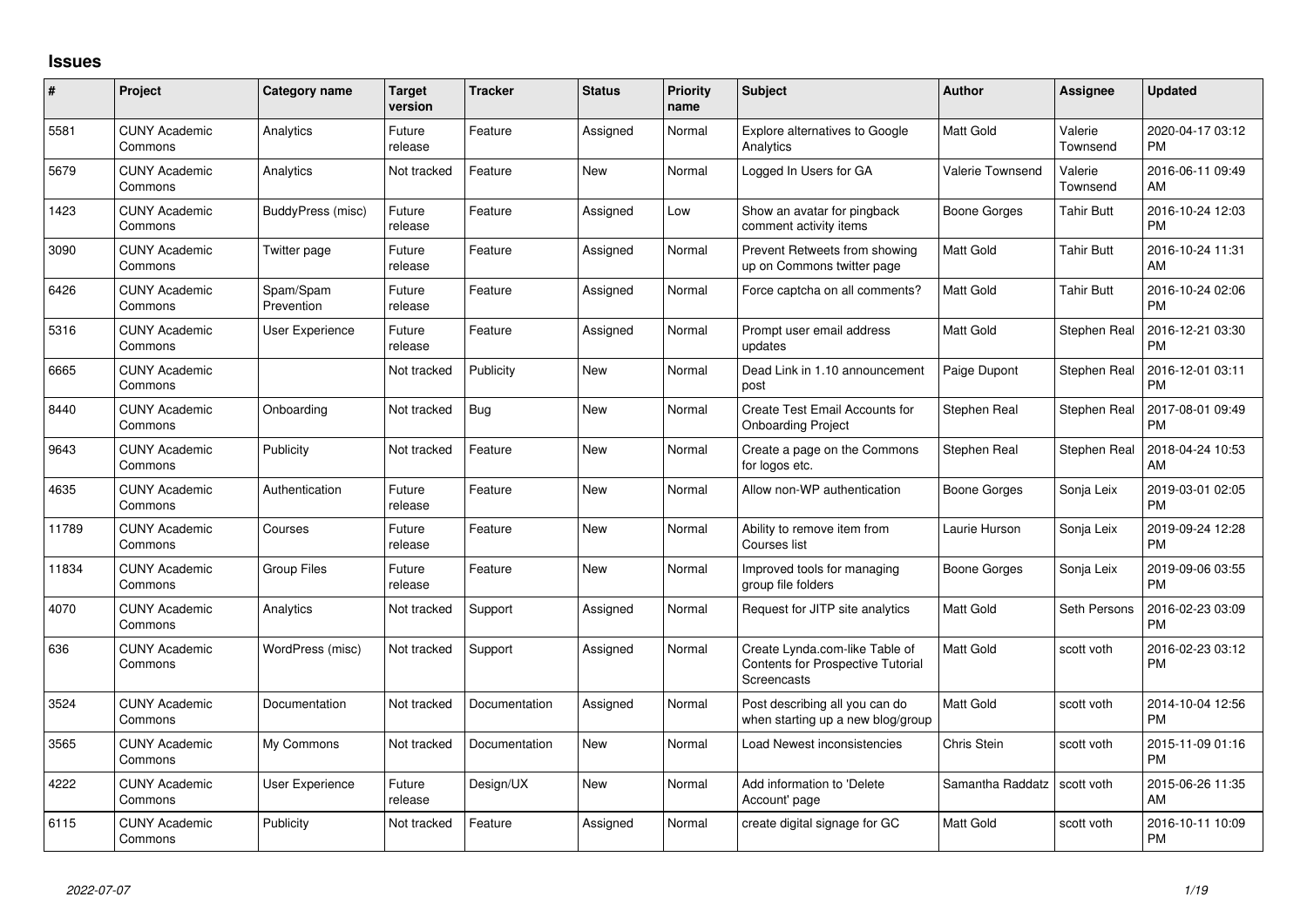## Issues

| # | Project | Category name | Target version | Tracker | Status | Priority name | Subject | Author | Assignee | Updated |
|---|---|---|---|---|---|---|---|---|---|---|
| 5581 | CUNY Academic Commons | Analytics | Future release | Feature | Assigned | Normal | Explore alternatives to Google Analytics | Matt Gold | Valerie Townsend | 2020-04-17 03:12 PM |
| 5679 | CUNY Academic Commons | Analytics | Not tracked | Feature | New | Normal | Logged In Users for GA | Valerie Townsend | Valerie Townsend | 2016-06-11 09:49 AM |
| 1423 | CUNY Academic Commons | BuddyPress (misc) | Future release | Feature | Assigned | Low | Show an avatar for pingback comment activity items | Boone Gorges | Tahir Butt | 2016-10-24 12:03 PM |
| 3090 | CUNY Academic Commons | Twitter page | Future release | Feature | Assigned | Normal | Prevent Retweets from showing up on Commons twitter page | Matt Gold | Tahir Butt | 2016-10-24 11:31 AM |
| 6426 | CUNY Academic Commons | Spam/Spam Prevention | Future release | Feature | Assigned | Normal | Force captcha on all comments? | Matt Gold | Tahir Butt | 2016-10-24 02:06 PM |
| 5316 | CUNY Academic Commons | User Experience | Future release | Feature | Assigned | Normal | Prompt user email address updates | Matt Gold | Stephen Real | 2016-12-21 03:30 PM |
| 6665 | CUNY Academic Commons | | Not tracked | Publicity | New | Normal | Dead Link in 1.10 announcement post | Paige Dupont | Stephen Real | 2016-12-01 03:11 PM |
| 8440 | CUNY Academic Commons | Onboarding | Not tracked | Bug | New | Normal | Create Test Email Accounts for Onboarding Project | Stephen Real | Stephen Real | 2017-08-01 09:49 PM |
| 9643 | CUNY Academic Commons | Publicity | Not tracked | Feature | New | Normal | Create a page on the Commons for logos etc. | Stephen Real | Stephen Real | 2018-04-24 10:53 AM |
| 4635 | CUNY Academic Commons | Authentication | Future release | Feature | New | Normal | Allow non-WP authentication | Boone Gorges | Sonja Leix | 2019-03-01 02:05 PM |
| 11789 | CUNY Academic Commons | Courses | Future release | Feature | New | Normal | Ability to remove item from Courses list | Laurie Hurson | Sonja Leix | 2019-09-24 12:28 PM |
| 11834 | CUNY Academic Commons | Group Files | Future release | Feature | New | Normal | Improved tools for managing group file folders | Boone Gorges | Sonja Leix | 2019-09-06 03:55 PM |
| 4070 | CUNY Academic Commons | Analytics | Not tracked | Support | Assigned | Normal | Request for JITP site analytics | Matt Gold | Seth Persons | 2016-02-23 03:09 PM |
| 636 | CUNY Academic Commons | WordPress (misc) | Not tracked | Support | Assigned | Normal | Create Lynda.com-like Table of Contents for Prospective Tutorial Screencasts | Matt Gold | scott voth | 2016-02-23 03:12 PM |
| 3524 | CUNY Academic Commons | Documentation | Not tracked | Documentation | Assigned | Normal | Post describing all you can do when starting up a new blog/group | Matt Gold | scott voth | 2014-10-04 12:56 PM |
| 3565 | CUNY Academic Commons | My Commons | Not tracked | Documentation | New | Normal | Load Newest inconsistencies | Chris Stein | scott voth | 2015-11-09 01:16 PM |
| 4222 | CUNY Academic Commons | User Experience | Future release | Design/UX | New | Normal | Add information to 'Delete Account' page | Samantha Raddatz | scott voth | 2015-06-26 11:35 AM |
| 6115 | CUNY Academic Commons | Publicity | Not tracked | Feature | Assigned | Normal | create digital signage for GC | Matt Gold | scott voth | 2016-10-11 10:09 PM |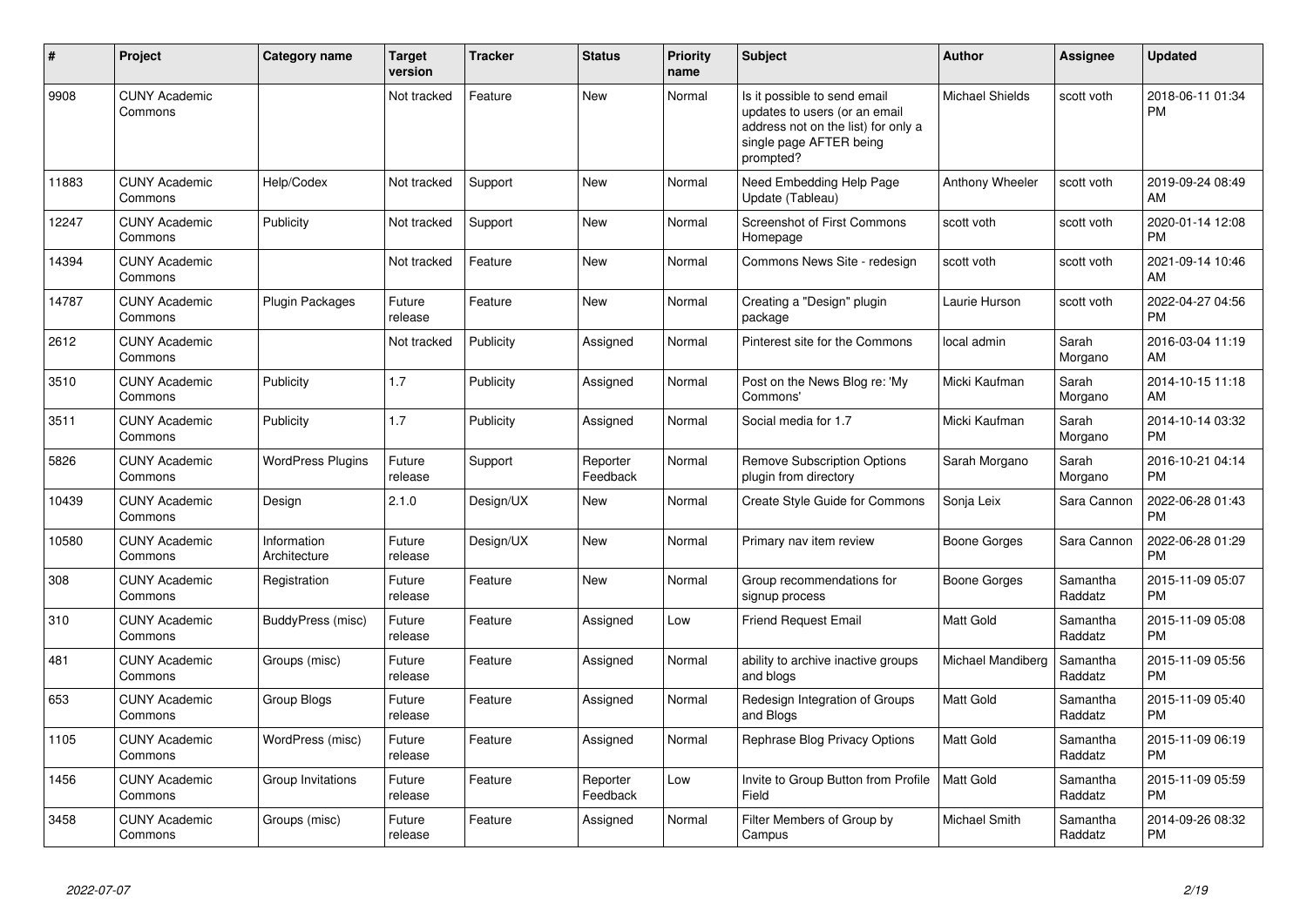| # | Project | Category name | Target version | Tracker | Status | Priority name | Subject | Author | Assignee | Updated |
|---|---|---|---|---|---|---|---|---|---|---|
| 9908 | CUNY Academic Commons | | Not tracked | Feature | New | Normal | Is it possible to send email updates to users (or an email address not on the list) for only a single page AFTER being prompted? | Michael Shields | scott voth | 2018-06-11 01:34 PM |
| 11883 | CUNY Academic Commons | Help/Codex | Not tracked | Support | New | Normal | Need Embedding Help Page Update (Tableau) | Anthony Wheeler | scott voth | 2019-09-24 08:49 AM |
| 12247 | CUNY Academic Commons | Publicity | Not tracked | Support | New | Normal | Screenshot of First Commons Homepage | scott voth | scott voth | 2020-01-14 12:08 PM |
| 14394 | CUNY Academic Commons | | Not tracked | Feature | New | Normal | Commons News Site - redesign | scott voth | scott voth | 2021-09-14 10:46 AM |
| 14787 | CUNY Academic Commons | Plugin Packages | Future release | Feature | New | Normal | Creating a "Design" plugin package | Laurie Hurson | scott voth | 2022-04-27 04:56 PM |
| 2612 | CUNY Academic Commons | | Not tracked | Publicity | Assigned | Normal | Pinterest site for the Commons | local admin | Sarah Morgano | 2016-03-04 11:19 AM |
| 3510 | CUNY Academic Commons | Publicity | 1.7 | Publicity | Assigned | Normal | Post on the News Blog re: 'My Commons' | Micki Kaufman | Sarah Morgano | 2014-10-15 11:18 AM |
| 3511 | CUNY Academic Commons | Publicity | 1.7 | Publicity | Assigned | Normal | Social media for 1.7 | Micki Kaufman | Sarah Morgano | 2014-10-14 03:32 PM |
| 5826 | CUNY Academic Commons | WordPress Plugins | Future release | Support | Reporter Feedback | Normal | Remove Subscription Options plugin from directory | Sarah Morgano | Sarah Morgano | 2016-10-21 04:14 PM |
| 10439 | CUNY Academic Commons | Design | 2.1.0 | Design/UX | New | Normal | Create Style Guide for Commons | Sonja Leix | Sara Cannon | 2022-06-28 01:43 PM |
| 10580 | CUNY Academic Commons | Information Architecture | Future release | Design/UX | New | Normal | Primary nav item review | Boone Gorges | Sara Cannon | 2022-06-28 01:29 PM |
| 308 | CUNY Academic Commons | Registration | Future release | Feature | New | Normal | Group recommendations for signup process | Boone Gorges | Samantha Raddatz | 2015-11-09 05:07 PM |
| 310 | CUNY Academic Commons | BuddyPress (misc) | Future release | Feature | Assigned | Low | Friend Request Email | Matt Gold | Samantha Raddatz | 2015-11-09 05:08 PM |
| 481 | CUNY Academic Commons | Groups (misc) | Future release | Feature | Assigned | Normal | ability to archive inactive groups and blogs | Michael Mandiberg | Samantha Raddatz | 2015-11-09 05:56 PM |
| 653 | CUNY Academic Commons | Group Blogs | Future release | Feature | Assigned | Normal | Redesign Integration of Groups and Blogs | Matt Gold | Samantha Raddatz | 2015-11-09 05:40 PM |
| 1105 | CUNY Academic Commons | WordPress (misc) | Future release | Feature | Assigned | Normal | Rephrase Blog Privacy Options | Matt Gold | Samantha Raddatz | 2015-11-09 06:19 PM |
| 1456 | CUNY Academic Commons | Group Invitations | Future release | Feature | Reporter Feedback | Low | Invite to Group Button from Profile Field | Matt Gold | Samantha Raddatz | 2015-11-09 05:59 PM |
| 3458 | CUNY Academic Commons | Groups (misc) | Future release | Feature | Assigned | Normal | Filter Members of Group by Campus | Michael Smith | Samantha Raddatz | 2014-09-26 08:32 PM |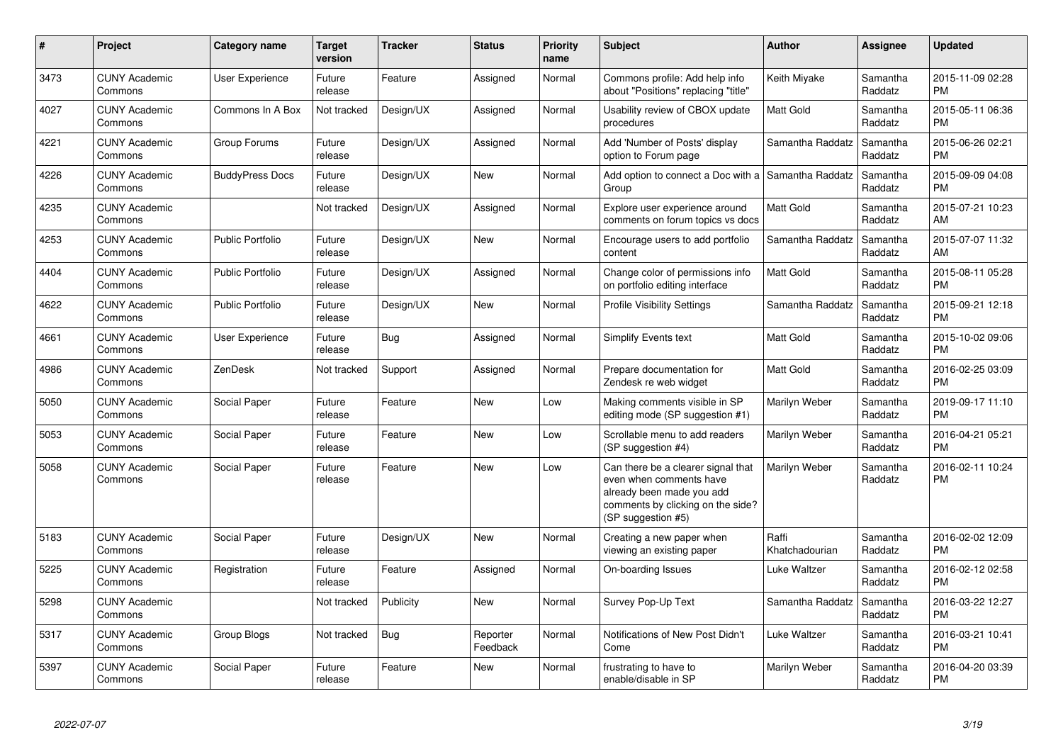| # | Project | Category name | Target version | Tracker | Status | Priority name | Subject | Author | Assignee | Updated |
|---|---|---|---|---|---|---|---|---|---|---|
| 3473 | CUNY Academic Commons | User Experience | Future release | Feature | Assigned | Normal | Commons profile: Add help info about "Positions" replacing "title" | Keith Miyake | Samantha Raddatz | 2015-11-09 02:28 PM |
| 4027 | CUNY Academic Commons | Commons In A Box | Not tracked | Design/UX | Assigned | Normal | Usability review of CBOX update procedures | Matt Gold | Samantha Raddatz | 2015-05-11 06:36 PM |
| 4221 | CUNY Academic Commons | Group Forums | Future release | Design/UX | Assigned | Normal | Add 'Number of Posts' display option to Forum page | Samantha Raddatz | Samantha Raddatz | 2015-06-26 02:21 PM |
| 4226 | CUNY Academic Commons | BuddyPress Docs | Future release | Design/UX | New | Normal | Add option to connect a Doc with a Group | Samantha Raddatz | Samantha Raddatz | 2015-09-09 04:08 PM |
| 4235 | CUNY Academic Commons | | Not tracked | Design/UX | Assigned | Normal | Explore user experience around comments on forum topics vs docs | Matt Gold | Samantha Raddatz | 2015-07-21 10:23 AM |
| 4253 | CUNY Academic Commons | Public Portfolio | Future release | Design/UX | New | Normal | Encourage users to add portfolio content | Samantha Raddatz | Samantha Raddatz | 2015-07-07 11:32 AM |
| 4404 | CUNY Academic Commons | Public Portfolio | Future release | Design/UX | Assigned | Normal | Change color of permissions info on portfolio editing interface | Matt Gold | Samantha Raddatz | 2015-08-11 05:28 PM |
| 4622 | CUNY Academic Commons | Public Portfolio | Future release | Design/UX | New | Normal | Profile Visibility Settings | Samantha Raddatz | Samantha Raddatz | 2015-09-21 12:18 PM |
| 4661 | CUNY Academic Commons | User Experience | Future release | Bug | Assigned | Normal | Simplify Events text | Matt Gold | Samantha Raddatz | 2015-10-02 09:06 PM |
| 4986 | CUNY Academic Commons | ZenDesk | Not tracked | Support | Assigned | Normal | Prepare documentation for Zendesk re web widget | Matt Gold | Samantha Raddatz | 2016-02-25 03:09 PM |
| 5050 | CUNY Academic Commons | Social Paper | Future release | Feature | New | Low | Making comments visible in SP editing mode (SP suggestion #1) | Marilyn Weber | Samantha Raddatz | 2019-09-17 11:10 PM |
| 5053 | CUNY Academic Commons | Social Paper | Future release | Feature | New | Low | Scrollable menu to add readers (SP suggestion #4) | Marilyn Weber | Samantha Raddatz | 2016-04-21 05:21 PM |
| 5058 | CUNY Academic Commons | Social Paper | Future release | Feature | New | Low | Can there be a clearer signal that even when comments have already been made you add comments by clicking on the side? (SP suggestion #5) | Marilyn Weber | Samantha Raddatz | 2016-02-11 10:24 PM |
| 5183 | CUNY Academic Commons | Social Paper | Future release | Design/UX | New | Normal | Creating a new paper when viewing an existing paper | Raffi Khatchadourian | Samantha Raddatz | 2016-02-02 12:09 PM |
| 5225 | CUNY Academic Commons | Registration | Future release | Feature | Assigned | Normal | On-boarding Issues | Luke Waltzer | Samantha Raddatz | 2016-02-12 02:58 PM |
| 5298 | CUNY Academic Commons | | Not tracked | Publicity | New | Normal | Survey Pop-Up Text | Samantha Raddatz | Samantha Raddatz | 2016-03-22 12:27 PM |
| 5317 | CUNY Academic Commons | Group Blogs | Not tracked | Bug | Reporter Feedback | Normal | Notifications of New Post Didn't Come | Luke Waltzer | Samantha Raddatz | 2016-03-21 10:41 PM |
| 5397 | CUNY Academic Commons | Social Paper | Future release | Feature | New | Normal | frustrating to have to enable/disable in SP | Marilyn Weber | Samantha Raddatz | 2016-04-20 03:39 PM |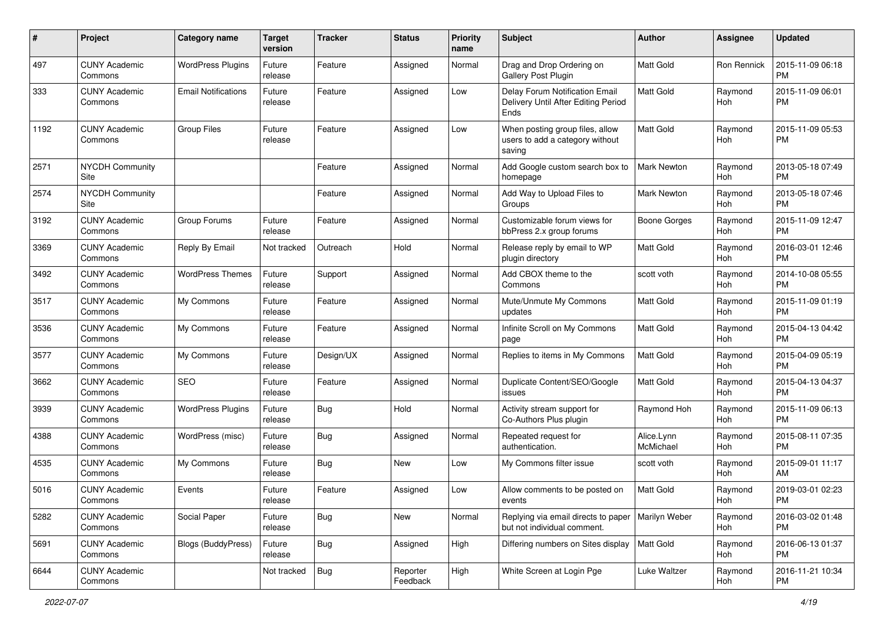| # | Project | Category name | Target version | Tracker | Status | Priority name | Subject | Author | Assignee | Updated |
|---|---|---|---|---|---|---|---|---|---|---|
| 497 | CUNY Academic Commons | WordPress Plugins | Future release | Feature | Assigned | Normal | Drag and Drop Ordering on Gallery Post Plugin | Matt Gold | Ron Rennick | 2015-11-09 06:18 PM |
| 333 | CUNY Academic Commons | Email Notifications | Future release | Feature | Assigned | Low | Delay Forum Notification Email Delivery Until After Editing Period Ends | Matt Gold | Raymond Hoh | 2015-11-09 06:01 PM |
| 1192 | CUNY Academic Commons | Group Files | Future release | Feature | Assigned | Low | When posting group files, allow users to add a category without saving | Matt Gold | Raymond Hoh | 2015-11-09 05:53 PM |
| 2571 | NYCDH Community Site | | | Feature | Assigned | Normal | Add Google custom search box to homepage | Mark Newton | Raymond Hoh | 2013-05-18 07:49 PM |
| 2574 | NYCDH Community Site | | | Feature | Assigned | Normal | Add Way to Upload Files to Groups | Mark Newton | Raymond Hoh | 2013-05-18 07:46 PM |
| 3192 | CUNY Academic Commons | Group Forums | Future release | Feature | Assigned | Normal | Customizable forum views for bbPress 2.x group forums | Boone Gorges | Raymond Hoh | 2015-11-09 12:47 PM |
| 3369 | CUNY Academic Commons | Reply By Email | Not tracked | Outreach | Hold | Normal | Release reply by email to WP plugin directory | Matt Gold | Raymond Hoh | 2016-03-01 12:46 PM |
| 3492 | CUNY Academic Commons | WordPress Themes | Future release | Support | Assigned | Normal | Add CBOX theme to the Commons | scott voth | Raymond Hoh | 2014-10-08 05:55 PM |
| 3517 | CUNY Academic Commons | My Commons | Future release | Feature | Assigned | Normal | Mute/Unmute My Commons updates | Matt Gold | Raymond Hoh | 2015-11-09 01:19 PM |
| 3536 | CUNY Academic Commons | My Commons | Future release | Feature | Assigned | Normal | Infinite Scroll on My Commons page | Matt Gold | Raymond Hoh | 2015-04-13 04:42 PM |
| 3577 | CUNY Academic Commons | My Commons | Future release | Design/UX | Assigned | Normal | Replies to items in My Commons | Matt Gold | Raymond Hoh | 2015-04-09 05:19 PM |
| 3662 | CUNY Academic Commons | SEO | Future release | Feature | Assigned | Normal | Duplicate Content/SEO/Google issues | Matt Gold | Raymond Hoh | 2015-04-13 04:37 PM |
| 3939 | CUNY Academic Commons | WordPress Plugins | Future release | Bug | Hold | Normal | Activity stream support for Co-Authors Plus plugin | Raymond Hoh | Raymond Hoh | 2015-11-09 06:13 PM |
| 4388 | CUNY Academic Commons | WordPress (misc) | Future release | Bug | Assigned | Normal | Repeated request for authentication. | Alice.Lynn McMichael | Raymond Hoh | 2015-08-11 07:35 PM |
| 4535 | CUNY Academic Commons | My Commons | Future release | Bug | New | Low | My Commons filter issue | scott voth | Raymond Hoh | 2015-09-01 11:17 AM |
| 5016 | CUNY Academic Commons | Events | Future release | Feature | Assigned | Low | Allow comments to be posted on events | Matt Gold | Raymond Hoh | 2019-03-01 02:23 PM |
| 5282 | CUNY Academic Commons | Social Paper | Future release | Bug | New | Normal | Replying via email directs to paper but not individual comment. | Marilyn Weber | Raymond Hoh | 2016-03-02 01:48 PM |
| 5691 | CUNY Academic Commons | Blogs (BuddyPress) | Future release | Bug | Assigned | High | Differing numbers on Sites display | Matt Gold | Raymond Hoh | 2016-06-13 01:37 PM |
| 6644 | CUNY Academic Commons | | Not tracked | Bug | Reporter Feedback | High | White Screen at Login Pge | Luke Waltzer | Raymond Hoh | 2016-11-21 10:34 PM |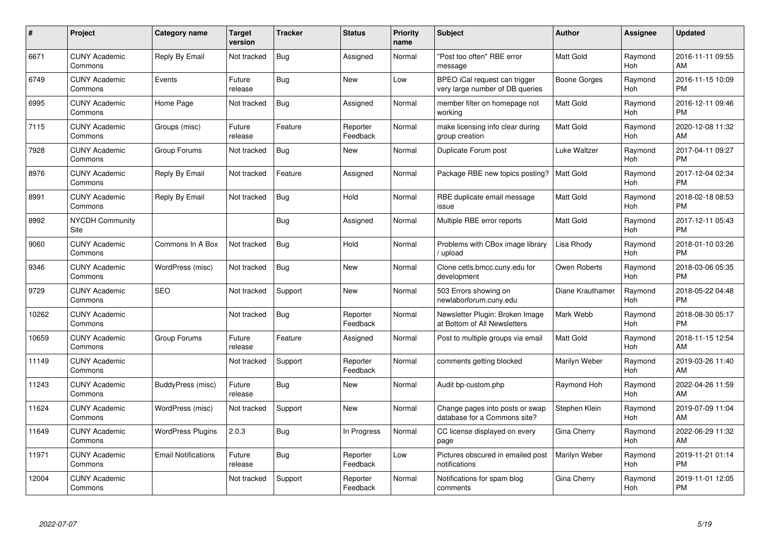| # | Project | Category name | Target version | Tracker | Status | Priority name | Subject | Author | Assignee | Updated |
|---|---|---|---|---|---|---|---|---|---|---|
| 6671 | CUNY Academic Commons | Reply By Email | Not tracked | Bug | Assigned | Normal | "Post too often" RBE error message | Matt Gold | Raymond Hoh | 2016-11-11 09:55 AM |
| 6749 | CUNY Academic Commons | Events | Future release | Bug | New | Low | BPEO iCal request can trigger very large number of DB queries | Boone Gorges | Raymond Hoh | 2016-11-15 10:09 PM |
| 6995 | CUNY Academic Commons | Home Page | Not tracked | Bug | Assigned | Normal | member filter on homepage not working | Matt Gold | Raymond Hoh | 2016-12-11 09:46 PM |
| 7115 | CUNY Academic Commons | Groups (misc) | Future release | Feature | Reporter Feedback | Normal | make licensing info clear during group creation | Matt Gold | Raymond Hoh | 2020-12-08 11:32 AM |
| 7928 | CUNY Academic Commons | Group Forums | Not tracked | Bug | New | Normal | Duplicate Forum post | Luke Waltzer | Raymond Hoh | 2017-04-11 09:27 PM |
| 8976 | CUNY Academic Commons | Reply By Email | Not tracked | Feature | Assigned | Normal | Package RBE new topics posting? | Matt Gold | Raymond Hoh | 2017-12-04 02:34 PM |
| 8991 | CUNY Academic Commons | Reply By Email | Not tracked | Bug | Hold | Normal | RBE duplicate email message issue | Matt Gold | Raymond Hoh | 2018-02-18 08:53 PM |
| 8992 | NYCDH Community Site | | | Bug | Assigned | Normal | Multiple RBE error reports | Matt Gold | Raymond Hoh | 2017-12-11 05:43 PM |
| 9060 | CUNY Academic Commons | Commons In A Box | Not tracked | Bug | Hold | Normal | Problems with CBox image library / upload | Lisa Rhody | Raymond Hoh | 2018-01-10 03:26 PM |
| 9346 | CUNY Academic Commons | WordPress (misc) | Not tracked | Bug | New | Normal | Clone cetls.bmcc.cuny.edu for development | Owen Roberts | Raymond Hoh | 2018-03-06 05:35 PM |
| 9729 | CUNY Academic Commons | SEO | Not tracked | Support | New | Normal | 503 Errors showing on newlaborforum.cuny.edu | Diane Krauthamer | Raymond Hoh | 2018-05-22 04:48 PM |
| 10262 | CUNY Academic Commons | | Not tracked | Bug | Reporter Feedback | Normal | Newsletter Plugin: Broken Image at Bottom of All Newsletters | Mark Webb | Raymond Hoh | 2018-08-30 05:17 PM |
| 10659 | CUNY Academic Commons | Group Forums | Future release | Feature | Assigned | Normal | Post to multiple groups via email | Matt Gold | Raymond Hoh | 2018-11-15 12:54 AM |
| 11149 | CUNY Academic Commons | | Not tracked | Support | Reporter Feedback | Normal | comments getting blocked | Marilyn Weber | Raymond Hoh | 2019-03-26 11:40 AM |
| 11243 | CUNY Academic Commons | BuddyPress (misc) | Future release | Bug | New | Normal | Audit bp-custom.php | Raymond Hoh | Raymond Hoh | 2022-04-26 11:59 AM |
| 11624 | CUNY Academic Commons | WordPress (misc) | Not tracked | Support | New | Normal | Change pages into posts or swap database for a Commons site? | Stephen Klein | Raymond Hoh | 2019-07-09 11:04 AM |
| 11649 | CUNY Academic Commons | WordPress Plugins | 2.0.3 | Bug | In Progress | Normal | CC license displayed on every page | Gina Cherry | Raymond Hoh | 2022-06-29 11:32 AM |
| 11971 | CUNY Academic Commons | Email Notifications | Future release | Bug | Reporter Feedback | Low | Pictures obscured in emailed post notifications | Marilyn Weber | Raymond Hoh | 2019-11-21 01:14 PM |
| 12004 | CUNY Academic Commons | | Not tracked | Support | Reporter Feedback | Normal | Notifications for spam blog comments | Gina Cherry | Raymond Hoh | 2019-11-01 12:05 PM |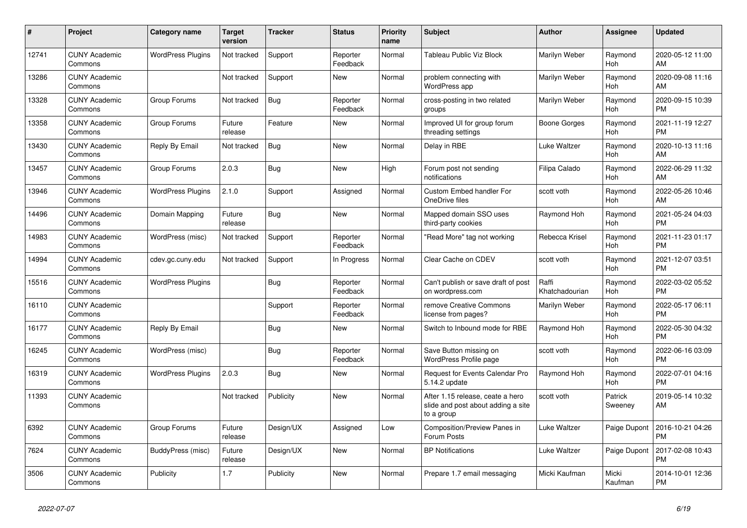| # | Project | Category name | Target version | Tracker | Status | Priority name | Subject | Author | Assignee | Updated |
|---|---|---|---|---|---|---|---|---|---|---|
| 12741 | CUNY Academic Commons | WordPress Plugins | Not tracked | Support | Reporter Feedback | Normal | Tableau Public Viz Block | Marilyn Weber | Raymond Hoh | 2020-05-12 11:00 AM |
| 13286 | CUNY Academic Commons | | Not tracked | Support | New | Normal | problem connecting with WordPress app | Marilyn Weber | Raymond Hoh | 2020-09-08 11:16 AM |
| 13328 | CUNY Academic Commons | Group Forums | Not tracked | Bug | Reporter Feedback | Normal | cross-posting in two related groups | Marilyn Weber | Raymond Hoh | 2020-09-15 10:39 PM |
| 13358 | CUNY Academic Commons | Group Forums | Future release | Feature | New | Normal | Improved UI for group forum threading settings | Boone Gorges | Raymond Hoh | 2021-11-19 12:27 PM |
| 13430 | CUNY Academic Commons | Reply By Email | Not tracked | Bug | New | Normal | Delay in RBE | Luke Waltzer | Raymond Hoh | 2020-10-13 11:16 AM |
| 13457 | CUNY Academic Commons | Group Forums | 2.0.3 | Bug | New | High | Forum post not sending notifications | Filipa Calado | Raymond Hoh | 2022-06-29 11:32 AM |
| 13946 | CUNY Academic Commons | WordPress Plugins | 2.1.0 | Support | Assigned | Normal | Custom Embed handler For OneDrive files | scott voth | Raymond Hoh | 2022-05-26 10:46 AM |
| 14496 | CUNY Academic Commons | Domain Mapping | Future release | Bug | New | Normal | Mapped domain SSO uses third-party cookies | Raymond Hoh | Raymond Hoh | 2021-05-24 04:03 PM |
| 14983 | CUNY Academic Commons | WordPress (misc) | Not tracked | Support | Reporter Feedback | Normal | "Read More" tag not working | Rebecca Krisel | Raymond Hoh | 2021-11-23 01:17 PM |
| 14994 | CUNY Academic Commons | cdev.gc.cuny.edu | Not tracked | Support | In Progress | Normal | Clear Cache on CDEV | scott voth | Raymond Hoh | 2021-12-07 03:51 PM |
| 15516 | CUNY Academic Commons | WordPress Plugins | | Bug | Reporter Feedback | Normal | Can't publish or save draft of post on wordpress.com | Raffi Khatchadourian | Raymond Hoh | 2022-03-02 05:52 PM |
| 16110 | CUNY Academic Commons | | | Support | Reporter Feedback | Normal | remove Creative Commons license from pages? | Marilyn Weber | Raymond Hoh | 2022-05-17 06:11 PM |
| 16177 | CUNY Academic Commons | Reply By Email | | Bug | New | Normal | Switch to Inbound mode for RBE | Raymond Hoh | Raymond Hoh | 2022-05-30 04:32 PM |
| 16245 | CUNY Academic Commons | WordPress (misc) | | Bug | Reporter Feedback | Normal | Save Button missing on WordPress Profile page | scott voth | Raymond Hoh | 2022-06-16 03:09 PM |
| 16319 | CUNY Academic Commons | WordPress Plugins | 2.0.3 | Bug | New | Normal | Request for Events Calendar Pro 5.14.2 update | Raymond Hoh | Raymond Hoh | 2022-07-01 04:16 PM |
| 11393 | CUNY Academic Commons | | Not tracked | Publicity | New | Normal | After 1.15 release, ceate a hero slide and post about adding a site to a group | scott voth | Patrick Sweeney | 2019-05-14 10:32 AM |
| 6392 | CUNY Academic Commons | Group Forums | Future release | Design/UX | Assigned | Low | Composition/Preview Panes in Forum Posts | Luke Waltzer | Paige Dupont | 2016-10-21 04:26 PM |
| 7624 | CUNY Academic Commons | BuddyPress (misc) | Future release | Design/UX | New | Normal | BP Notifications | Luke Waltzer | Paige Dupont | 2017-02-08 10:43 PM |
| 3506 | CUNY Academic Commons | Publicity | 1.7 | Publicity | New | Normal | Prepare 1.7 email messaging | Micki Kaufman | Micki Kaufman | 2014-10-01 12:36 PM |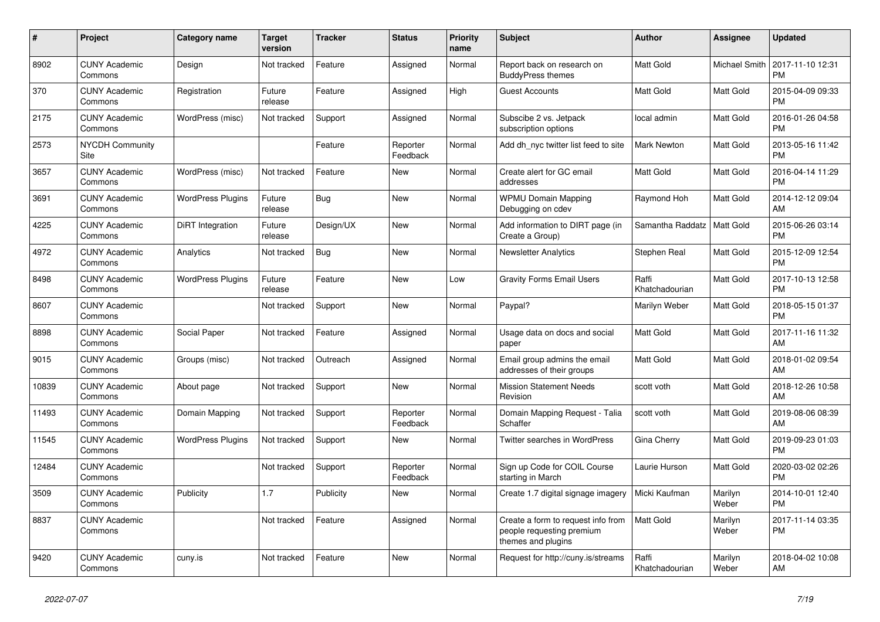| # | Project | Category name | Target version | Tracker | Status | Priority name | Subject | Author | Assignee | Updated |
|---|---|---|---|---|---|---|---|---|---|---|
| 8902 | CUNY Academic Commons | Design | Not tracked | Feature | Assigned | Normal | Report back on research on BuddyPress themes | Matt Gold | Michael Smith | 2017-11-10 12:31 PM |
| 370 | CUNY Academic Commons | Registration | Future release | Feature | Assigned | High | Guest Accounts | Matt Gold | Matt Gold | 2015-04-09 09:33 PM |
| 2175 | CUNY Academic Commons | WordPress (misc) | Not tracked | Support | Assigned | Normal | Subscibe 2 vs. Jetpack subscription options | local admin | Matt Gold | 2016-01-26 04:58 PM |
| 2573 | NYCDH Community Site | | | Feature | Reporter Feedback | Normal | Add dh_nyc twitter list feed to site | Mark Newton | Matt Gold | 2013-05-16 11:42 PM |
| 3657 | CUNY Academic Commons | WordPress (misc) | Not tracked | Feature | New | Normal | Create alert for GC email addresses | Matt Gold | Matt Gold | 2016-04-14 11:29 PM |
| 3691 | CUNY Academic Commons | WordPress Plugins | Future release | Bug | New | Normal | WPMU Domain Mapping Debugging on cdev | Raymond Hoh | Matt Gold | 2014-12-12 09:04 AM |
| 4225 | CUNY Academic Commons | DiRT Integration | Future release | Design/UX | New | Normal | Add information to DIRT page (in Create a Group) | Samantha Raddatz | Matt Gold | 2015-06-26 03:14 PM |
| 4972 | CUNY Academic Commons | Analytics | Not tracked | Bug | New | Normal | Newsletter Analytics | Stephen Real | Matt Gold | 2015-12-09 12:54 PM |
| 8498 | CUNY Academic Commons | WordPress Plugins | Future release | Feature | New | Low | Gravity Forms Email Users | Raffi Khatchadourian | Matt Gold | 2017-10-13 12:58 PM |
| 8607 | CUNY Academic Commons | | Not tracked | Support | New | Normal | Paypal? | Marilyn Weber | Matt Gold | 2018-05-15 01:37 PM |
| 8898 | CUNY Academic Commons | Social Paper | Not tracked | Feature | Assigned | Normal | Usage data on docs and social paper | Matt Gold | Matt Gold | 2017-11-16 11:32 AM |
| 9015 | CUNY Academic Commons | Groups (misc) | Not tracked | Outreach | Assigned | Normal | Email group admins the email addresses of their groups | Matt Gold | Matt Gold | 2018-01-02 09:54 AM |
| 10839 | CUNY Academic Commons | About page | Not tracked | Support | New | Normal | Mission Statement Needs Revision | scott voth | Matt Gold | 2018-12-26 10:58 AM |
| 11493 | CUNY Academic Commons | Domain Mapping | Not tracked | Support | Reporter Feedback | Normal | Domain Mapping Request - Talia Schaffer | scott voth | Matt Gold | 2019-08-06 08:39 AM |
| 11545 | CUNY Academic Commons | WordPress Plugins | Not tracked | Support | New | Normal | Twitter searches in WordPress | Gina Cherry | Matt Gold | 2019-09-23 01:03 PM |
| 12484 | CUNY Academic Commons | | Not tracked | Support | Reporter Feedback | Normal | Sign up Code for COIL Course starting in March | Laurie Hurson | Matt Gold | 2020-03-02 02:26 PM |
| 3509 | CUNY Academic Commons | Publicity | 1.7 | Publicity | New | Normal | Create 1.7 digital signage imagery | Micki Kaufman | Marilyn Weber | 2014-10-01 12:40 PM |
| 8837 | CUNY Academic Commons | | Not tracked | Feature | Assigned | Normal | Create a form to request info from people requesting premium themes and plugins | Matt Gold | Marilyn Weber | 2017-11-14 03:35 PM |
| 9420 | CUNY Academic Commons | cuny.is | Not tracked | Feature | New | Normal | Request for http://cuny.is/streams | Raffi Khatchadourian | Marilyn Weber | 2018-04-02 10:08 AM |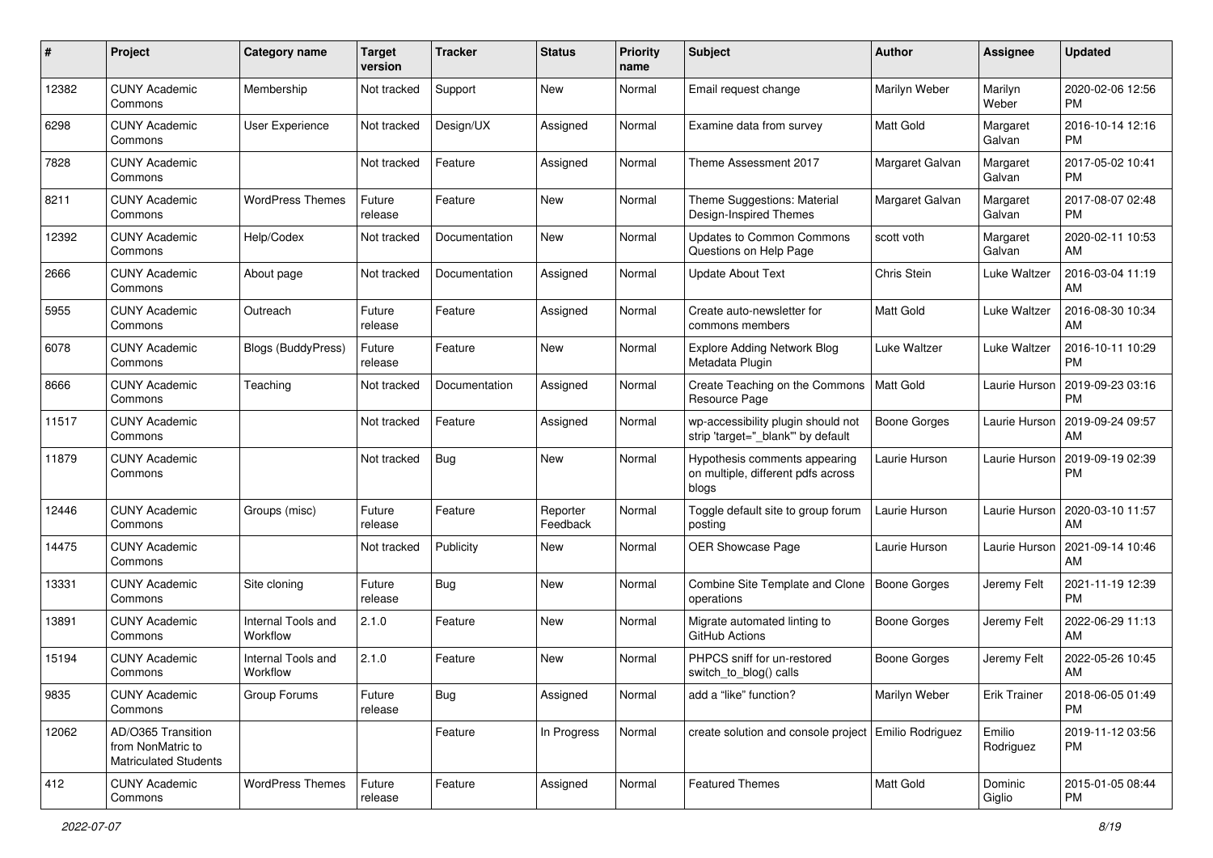| # | Project | Category name | Target version | Tracker | Status | Priority name | Subject | Author | Assignee | Updated |
|---|---|---|---|---|---|---|---|---|---|---|
| 12382 | CUNY Academic Commons | Membership | Not tracked | Support | New | Normal | Email request change | Marilyn Weber | Marilyn Weber | 2020-02-06 12:56 PM |
| 6298 | CUNY Academic Commons | User Experience | Not tracked | Design/UX | Assigned | Normal | Examine data from survey | Matt Gold | Margaret Galvan | 2016-10-14 12:16 PM |
| 7828 | CUNY Academic Commons | | Not tracked | Feature | Assigned | Normal | Theme Assessment 2017 | Margaret Galvan | Margaret Galvan | 2017-05-02 10:41 PM |
| 8211 | CUNY Academic Commons | WordPress Themes | Future release | Feature | New | Normal | Theme Suggestions: Material Design-Inspired Themes | Margaret Galvan | Margaret Galvan | 2017-08-07 02:48 PM |
| 12392 | CUNY Academic Commons | Help/Codex | Not tracked | Documentation | New | Normal | Updates to Common Commons Questions on Help Page | scott voth | Margaret Galvan | 2020-02-11 10:53 AM |
| 2666 | CUNY Academic Commons | About page | Not tracked | Documentation | Assigned | Normal | Update About Text | Chris Stein | Luke Waltzer | 2016-03-04 11:19 AM |
| 5955 | CUNY Academic Commons | Outreach | Future release | Feature | Assigned | Normal | Create auto-newsletter for commons members | Matt Gold | Luke Waltzer | 2016-08-30 10:34 AM |
| 6078 | CUNY Academic Commons | Blogs (BuddyPress) | Future release | Feature | New | Normal | Explore Adding Network Blog Metadata Plugin | Luke Waltzer | Luke Waltzer | 2016-10-11 10:29 PM |
| 8666 | CUNY Academic Commons | Teaching | Not tracked | Documentation | Assigned | Normal | Create Teaching on the Commons Resource Page | Matt Gold | Laurie Hurson | 2019-09-23 03:16 PM |
| 11517 | CUNY Academic Commons | | Not tracked | Feature | Assigned | Normal | wp-accessibility plugin should not strip 'target="_blank"' by default | Boone Gorges | Laurie Hurson | 2019-09-24 09:57 AM |
| 11879 | CUNY Academic Commons | | Not tracked | Bug | New | Normal | Hypothesis comments appearing on multiple, different pdfs across blogs | Laurie Hurson | Laurie Hurson | 2019-09-19 02:39 PM |
| 12446 | CUNY Academic Commons | Groups (misc) | Future release | Feature | Reporter Feedback | Normal | Toggle default site to group forum posting | Laurie Hurson | Laurie Hurson | 2020-03-10 11:57 AM |
| 14475 | CUNY Academic Commons | | Not tracked | Publicity | New | Normal | OER Showcase Page | Laurie Hurson | Laurie Hurson | 2021-09-14 10:46 AM |
| 13331 | CUNY Academic Commons | Site cloning | Future release | Bug | New | Normal | Combine Site Template and Clone operations | Boone Gorges | Jeremy Felt | 2021-11-19 12:39 PM |
| 13891 | CUNY Academic Commons | Internal Tools and Workflow | 2.1.0 | Feature | New | Normal | Migrate automated linting to GitHub Actions | Boone Gorges | Jeremy Felt | 2022-06-29 11:13 AM |
| 15194 | CUNY Academic Commons | Internal Tools and Workflow | 2.1.0 | Feature | New | Normal | PHPCS sniff for un-restored switch_to_blog() calls | Boone Gorges | Jeremy Felt | 2022-05-26 10:45 AM |
| 9835 | CUNY Academic Commons | Group Forums | Future release | Bug | Assigned | Normal | add a "like" function? | Marilyn Weber | Erik Trainer | 2018-06-05 01:49 PM |
| 12062 | AD/O365 Transition from NonMatric to Matriculated Students | | | Feature | In Progress | Normal | create solution and console project | Emilio Rodriguez | Emilio Rodriguez | 2019-11-12 03:56 PM |
| 412 | CUNY Academic Commons | WordPress Themes | Future release | Feature | Assigned | Normal | Featured Themes | Matt Gold | Dominic Giglio | 2015-01-05 08:44 PM |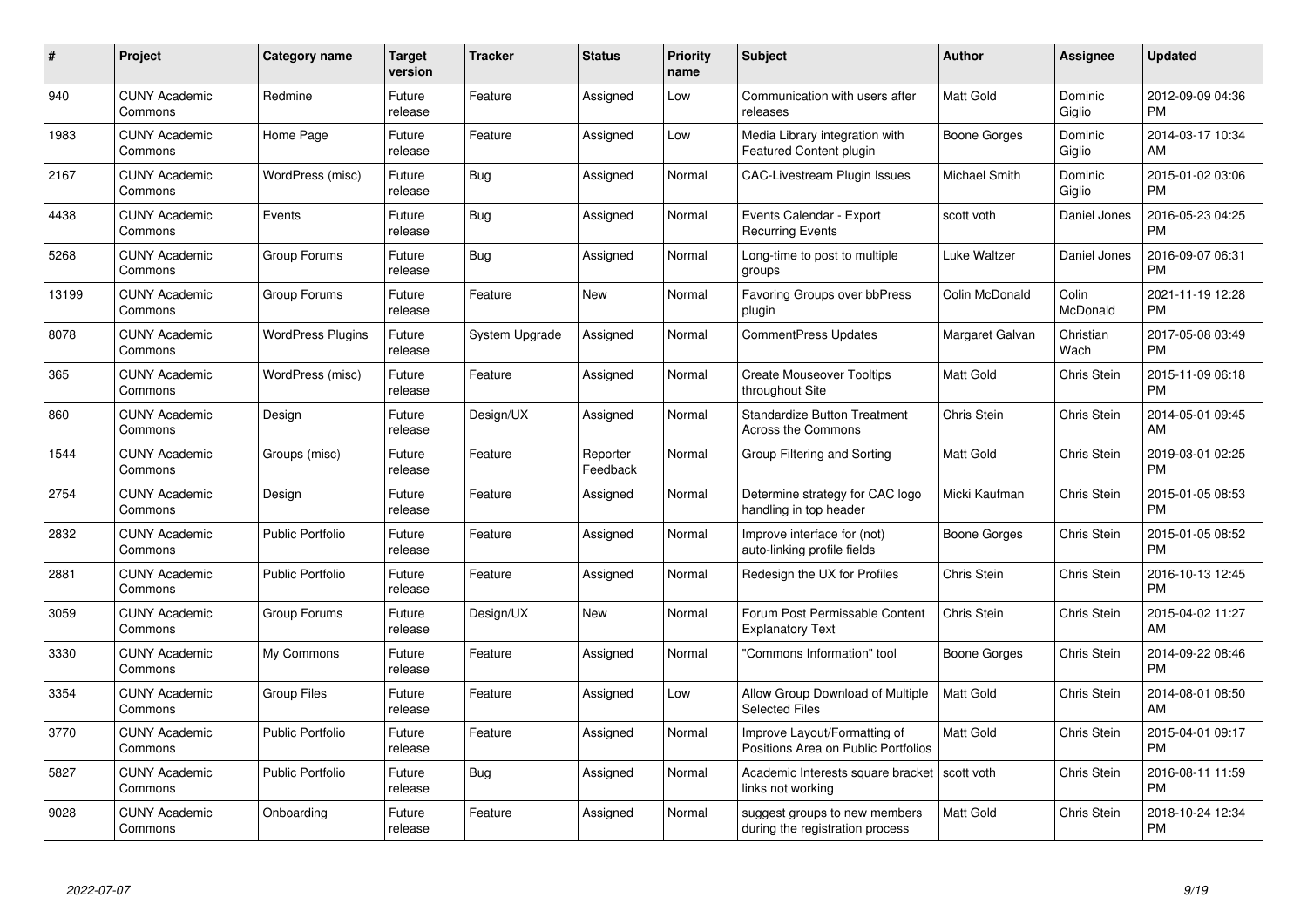| # | Project | Category name | Target version | Tracker | Status | Priority name | Subject | Author | Assignee | Updated |
|---|---|---|---|---|---|---|---|---|---|---|
| 940 | CUNY Academic Commons | Redmine | Future release | Feature | Assigned | Low | Communication with users after releases | Matt Gold | Dominic Giglio | 2012-09-09 04:36 PM |
| 1983 | CUNY Academic Commons | Home Page | Future release | Feature | Assigned | Low | Media Library integration with Featured Content plugin | Boone Gorges | Dominic Giglio | 2014-03-17 10:34 AM |
| 2167 | CUNY Academic Commons | WordPress (misc) | Future release | Bug | Assigned | Normal | CAC-Livestream Plugin Issues | Michael Smith | Dominic Giglio | 2015-01-02 03:06 PM |
| 4438 | CUNY Academic Commons | Events | Future release | Bug | Assigned | Normal | Events Calendar - Export Recurring Events | scott voth | Daniel Jones | 2016-05-23 04:25 PM |
| 5268 | CUNY Academic Commons | Group Forums | Future release | Bug | Assigned | Normal | Long-time to post to multiple groups | Luke Waltzer | Daniel Jones | 2016-09-07 06:31 PM |
| 13199 | CUNY Academic Commons | Group Forums | Future release | Feature | New | Normal | Favoring Groups over bbPress plugin | Colin McDonald | Colin McDonald | 2021-11-19 12:28 PM |
| 8078 | CUNY Academic Commons | WordPress Plugins | Future release | System Upgrade | Assigned | Normal | CommentPress Updates | Margaret Galvan | Christian Wach | 2017-05-08 03:49 PM |
| 365 | CUNY Academic Commons | WordPress (misc) | Future release | Feature | Assigned | Normal | Create Mouseover Tooltips throughout Site | Matt Gold | Chris Stein | 2015-11-09 06:18 PM |
| 860 | CUNY Academic Commons | Design | Future release | Design/UX | Assigned | Normal | Standardize Button Treatment Across the Commons | Chris Stein | Chris Stein | 2014-05-01 09:45 AM |
| 1544 | CUNY Academic Commons | Groups (misc) | Future release | Feature | Reporter Feedback | Normal | Group Filtering and Sorting | Matt Gold | Chris Stein | 2019-03-01 02:25 PM |
| 2754 | CUNY Academic Commons | Design | Future release | Feature | Assigned | Normal | Determine strategy for CAC logo handling in top header | Micki Kaufman | Chris Stein | 2015-01-05 08:53 PM |
| 2832 | CUNY Academic Commons | Public Portfolio | Future release | Feature | Assigned | Normal | Improve interface for (not) auto-linking profile fields | Boone Gorges | Chris Stein | 2015-01-05 08:52 PM |
| 2881 | CUNY Academic Commons | Public Portfolio | Future release | Feature | Assigned | Normal | Redesign the UX for Profiles | Chris Stein | Chris Stein | 2016-10-13 12:45 PM |
| 3059 | CUNY Academic Commons | Group Forums | Future release | Design/UX | New | Normal | Forum Post Permissable Content Explanatory Text | Chris Stein | Chris Stein | 2015-04-02 11:27 AM |
| 3330 | CUNY Academic Commons | My Commons | Future release | Feature | Assigned | Normal | "Commons Information" tool | Boone Gorges | Chris Stein | 2014-09-22 08:46 PM |
| 3354 | CUNY Academic Commons | Group Files | Future release | Feature | Assigned | Low | Allow Group Download of Multiple Selected Files | Matt Gold | Chris Stein | 2014-08-01 08:50 AM |
| 3770 | CUNY Academic Commons | Public Portfolio | Future release | Feature | Assigned | Normal | Improve Layout/Formatting of Positions Area on Public Portfolios | Matt Gold | Chris Stein | 2015-04-01 09:17 PM |
| 5827 | CUNY Academic Commons | Public Portfolio | Future release | Bug | Assigned | Normal | Academic Interests square bracket links not working | scott voth | Chris Stein | 2016-08-11 11:59 PM |
| 9028 | CUNY Academic Commons | Onboarding | Future release | Feature | Assigned | Normal | suggest groups to new members during the registration process | Matt Gold | Chris Stein | 2018-10-24 12:34 PM |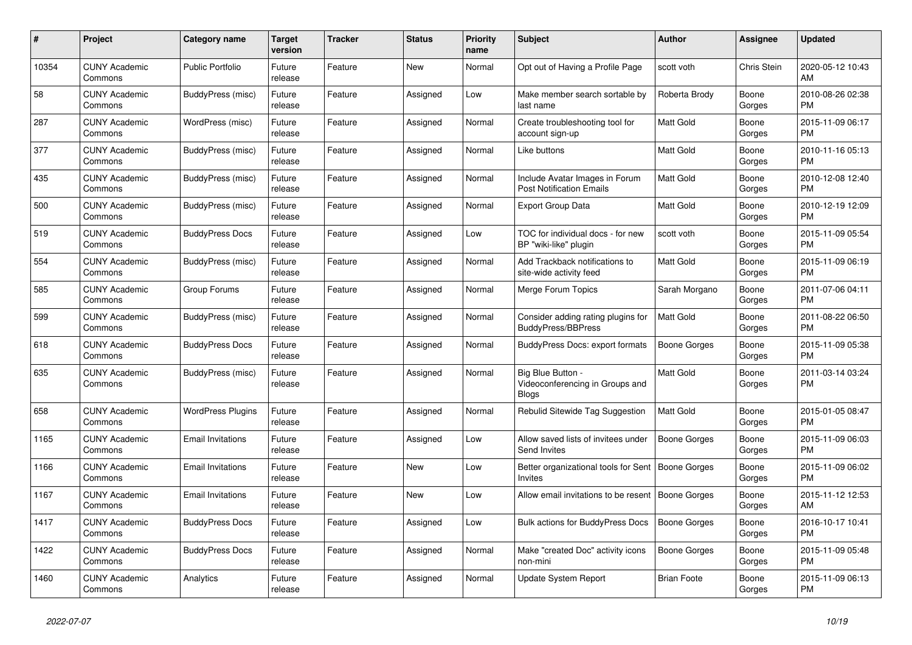| # | Project | Category name | Target version | Tracker | Status | Priority name | Subject | Author | Assignee | Updated |
|---|---|---|---|---|---|---|---|---|---|---|
| 10354 | CUNY Academic Commons | Public Portfolio | Future release | Feature | New | Normal | Opt out of Having a Profile Page | scott voth | Chris Stein | 2020-05-12 10:43 AM |
| 58 | CUNY Academic Commons | BuddyPress (misc) | Future release | Feature | Assigned | Low | Make member search sortable by last name | Roberta Brody | Boone Gorges | 2010-08-26 02:38 PM |
| 287 | CUNY Academic Commons | WordPress (misc) | Future release | Feature | Assigned | Normal | Create troubleshooting tool for account sign-up | Matt Gold | Boone Gorges | 2015-11-09 06:17 PM |
| 377 | CUNY Academic Commons | BuddyPress (misc) | Future release | Feature | Assigned | Normal | Like buttons | Matt Gold | Boone Gorges | 2010-11-16 05:13 PM |
| 435 | CUNY Academic Commons | BuddyPress (misc) | Future release | Feature | Assigned | Normal | Include Avatar Images in Forum Post Notification Emails | Matt Gold | Boone Gorges | 2010-12-08 12:40 PM |
| 500 | CUNY Academic Commons | BuddyPress (misc) | Future release | Feature | Assigned | Normal | Export Group Data | Matt Gold | Boone Gorges | 2010-12-19 12:09 PM |
| 519 | CUNY Academic Commons | BuddyPress Docs | Future release | Feature | Assigned | Low | TOC for individual docs - for new BP "wiki-like" plugin | scott voth | Boone Gorges | 2015-11-09 05:54 PM |
| 554 | CUNY Academic Commons | BuddyPress (misc) | Future release | Feature | Assigned | Normal | Add Trackback notifications to site-wide activity feed | Matt Gold | Boone Gorges | 2015-11-09 06:19 PM |
| 585 | CUNY Academic Commons | Group Forums | Future release | Feature | Assigned | Normal | Merge Forum Topics | Sarah Morgano | Boone Gorges | 2011-07-06 04:11 PM |
| 599 | CUNY Academic Commons | BuddyPress (misc) | Future release | Feature | Assigned | Normal | Consider adding rating plugins for BuddyPress/BBPress | Matt Gold | Boone Gorges | 2011-08-22 06:50 PM |
| 618 | CUNY Academic Commons | BuddyPress Docs | Future release | Feature | Assigned | Normal | BuddyPress Docs: export formats | Boone Gorges | Boone Gorges | 2015-11-09 05:38 PM |
| 635 | CUNY Academic Commons | BuddyPress (misc) | Future release | Feature | Assigned | Normal | Big Blue Button - Videoconferencing in Groups and Blogs | Matt Gold | Boone Gorges | 2011-03-14 03:24 PM |
| 658 | CUNY Academic Commons | WordPress Plugins | Future release | Feature | Assigned | Normal | Rebulid Sitewide Tag Suggestion | Matt Gold | Boone Gorges | 2015-01-05 08:47 PM |
| 1165 | CUNY Academic Commons | Email Invitations | Future release | Feature | Assigned | Low | Allow saved lists of invitees under Send Invites | Boone Gorges | Boone Gorges | 2015-11-09 06:03 PM |
| 1166 | CUNY Academic Commons | Email Invitations | Future release | Feature | New | Low | Better organizational tools for Sent Invites | Boone Gorges | Boone Gorges | 2015-11-09 06:02 PM |
| 1167 | CUNY Academic Commons | Email Invitations | Future release | Feature | New | Low | Allow email invitations to be resent | Boone Gorges | Boone Gorges | 2015-11-12 12:53 AM |
| 1417 | CUNY Academic Commons | BuddyPress Docs | Future release | Feature | Assigned | Low | Bulk actions for BuddyPress Docs | Boone Gorges | Boone Gorges | 2016-10-17 10:41 PM |
| 1422 | CUNY Academic Commons | BuddyPress Docs | Future release | Feature | Assigned | Normal | Make "created Doc" activity icons non-mini | Boone Gorges | Boone Gorges | 2015-11-09 05:48 PM |
| 1460 | CUNY Academic Commons | Analytics | Future release | Feature | Assigned | Normal | Update System Report | Brian Foote | Boone Gorges | 2015-11-09 06:13 PM |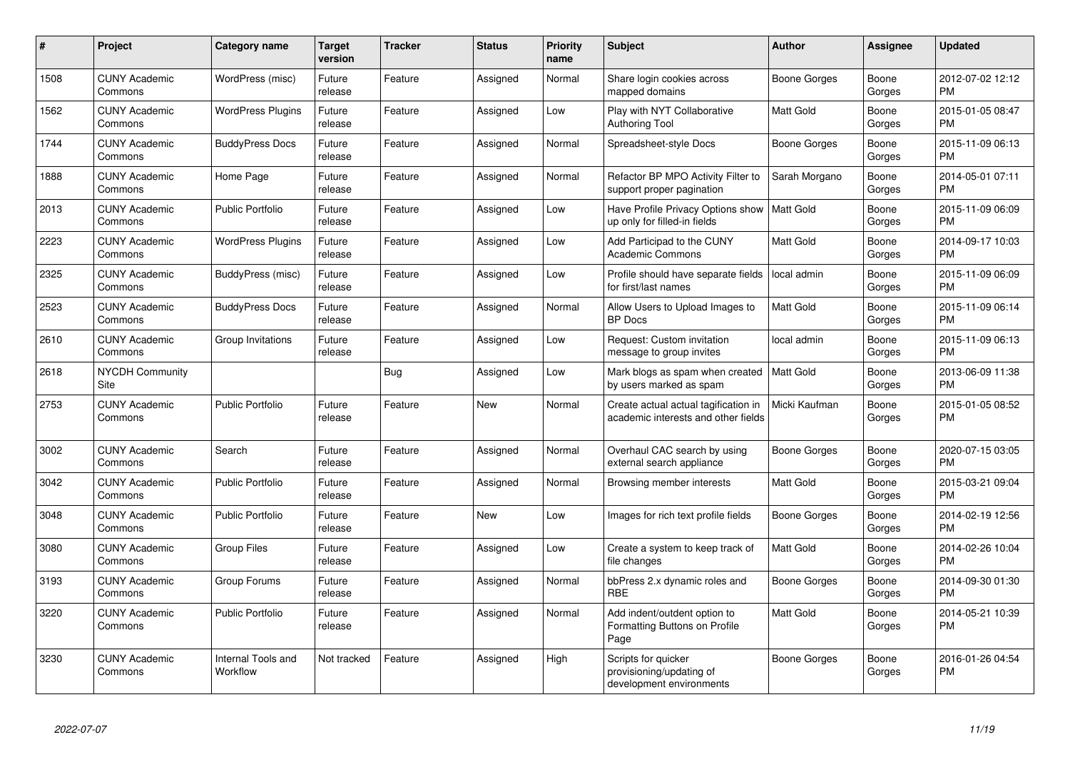| # | Project | Category name | Target version | Tracker | Status | Priority name | Subject | Author | Assignee | Updated |
|---|---|---|---|---|---|---|---|---|---|---|
| 1508 | CUNY Academic Commons | WordPress (misc) | Future release | Feature | Assigned | Normal | Share login cookies across mapped domains | Boone Gorges | Boone Gorges | 2012-07-02 12:12 PM |
| 1562 | CUNY Academic Commons | WordPress Plugins | Future release | Feature | Assigned | Low | Play with NYT Collaborative Authoring Tool | Matt Gold | Boone Gorges | 2015-01-05 08:47 PM |
| 1744 | CUNY Academic Commons | BuddyPress Docs | Future release | Feature | Assigned | Normal | Spreadsheet-style Docs | Boone Gorges | Boone Gorges | 2015-11-09 06:13 PM |
| 1888 | CUNY Academic Commons | Home Page | Future release | Feature | Assigned | Normal | Refactor BP MPO Activity Filter to support proper pagination | Sarah Morgano | Boone Gorges | 2014-05-01 07:11 PM |
| 2013 | CUNY Academic Commons | Public Portfolio | Future release | Feature | Assigned | Low | Have Profile Privacy Options show up only for filled-in fields | Matt Gold | Boone Gorges | 2015-11-09 06:09 PM |
| 2223 | CUNY Academic Commons | WordPress Plugins | Future release | Feature | Assigned | Low | Add Participad to the CUNY Academic Commons | Matt Gold | Boone Gorges | 2014-09-17 10:03 PM |
| 2325 | CUNY Academic Commons | BuddyPress (misc) | Future release | Feature | Assigned | Low | Profile should have separate fields for first/last names | local admin | Boone Gorges | 2015-11-09 06:09 PM |
| 2523 | CUNY Academic Commons | BuddyPress Docs | Future release | Feature | Assigned | Normal | Allow Users to Upload Images to BP Docs | Matt Gold | Boone Gorges | 2015-11-09 06:14 PM |
| 2610 | CUNY Academic Commons | Group Invitations | Future release | Feature | Assigned | Low | Request: Custom invitation message to group invites | local admin | Boone Gorges | 2015-11-09 06:13 PM |
| 2618 | NYCDH Community Site | | | Bug | Assigned | Low | Mark blogs as spam when created by users marked as spam | Matt Gold | Boone Gorges | 2013-06-09 11:38 PM |
| 2753 | CUNY Academic Commons | Public Portfolio | Future release | Feature | New | Normal | Create actual actual tagification in academic interests and other fields | Micki Kaufman | Boone Gorges | 2015-01-05 08:52 PM |
| 3002 | CUNY Academic Commons | Search | Future release | Feature | Assigned | Normal | Overhaul CAC search by using external search appliance | Boone Gorges | Boone Gorges | 2020-07-15 03:05 PM |
| 3042 | CUNY Academic Commons | Public Portfolio | Future release | Feature | Assigned | Normal | Browsing member interests | Matt Gold | Boone Gorges | 2015-03-21 09:04 PM |
| 3048 | CUNY Academic Commons | Public Portfolio | Future release | Feature | New | Low | Images for rich text profile fields | Boone Gorges | Boone Gorges | 2014-02-19 12:56 PM |
| 3080 | CUNY Academic Commons | Group Files | Future release | Feature | Assigned | Low | Create a system to keep track of file changes | Matt Gold | Boone Gorges | 2014-02-26 10:04 PM |
| 3193 | CUNY Academic Commons | Group Forums | Future release | Feature | Assigned | Normal | bbPress 2.x dynamic roles and RBE | Boone Gorges | Boone Gorges | 2014-09-30 01:30 PM |
| 3220 | CUNY Academic Commons | Public Portfolio | Future release | Feature | Assigned | Normal | Add indent/outdent option to Formatting Buttons on Profile Page | Matt Gold | Boone Gorges | 2014-05-21 10:39 PM |
| 3230 | CUNY Academic Commons | Internal Tools and Workflow | Not tracked | Feature | Assigned | High | Scripts for quicker provisioning/updating of development environments | Boone Gorges | Boone Gorges | 2016-01-26 04:54 PM |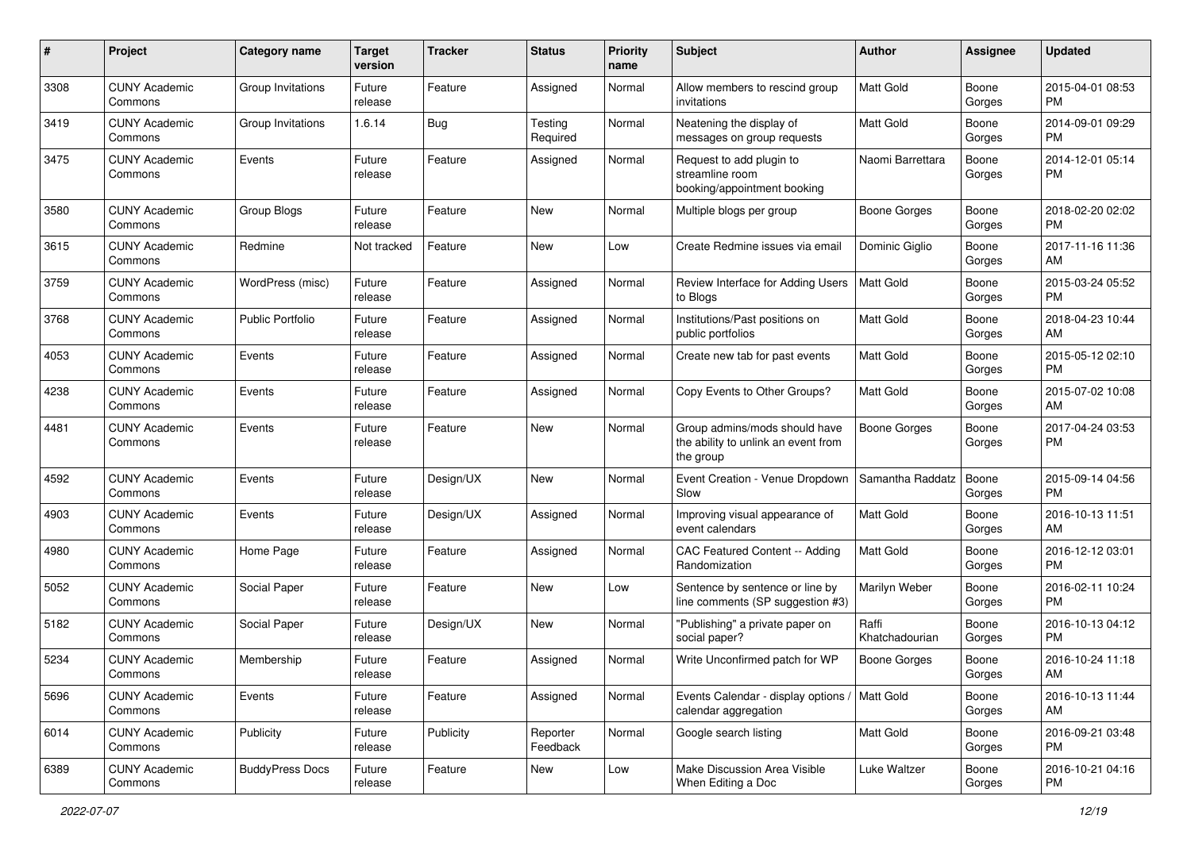| # | Project | Category name | Target version | Tracker | Status | Priority name | Subject | Author | Assignee | Updated |
|---|---|---|---|---|---|---|---|---|---|---|
| 3308 | CUNY Academic Commons | Group Invitations | Future release | Feature | Assigned | Normal | Allow members to rescind group invitations | Matt Gold | Boone Gorges | 2015-04-01 08:53 PM |
| 3419 | CUNY Academic Commons | Group Invitations | 1.6.14 | Bug | Testing Required | Normal | Neatening the display of messages on group requests | Matt Gold | Boone Gorges | 2014-09-01 09:29 PM |
| 3475 | CUNY Academic Commons | Events | Future release | Feature | Assigned | Normal | Request to add plugin to streamline room booking/appointment booking | Naomi Barrettara | Boone Gorges | 2014-12-01 05:14 PM |
| 3580 | CUNY Academic Commons | Group Blogs | Future release | Feature | New | Normal | Multiple blogs per group | Boone Gorges | Boone Gorges | 2018-02-20 02:02 PM |
| 3615 | CUNY Academic Commons | Redmine | Not tracked | Feature | New | Low | Create Redmine issues via email | Dominic Giglio | Boone Gorges | 2017-11-16 11:36 AM |
| 3759 | CUNY Academic Commons | WordPress (misc) | Future release | Feature | Assigned | Normal | Review Interface for Adding Users to Blogs | Matt Gold | Boone Gorges | 2015-03-24 05:52 PM |
| 3768 | CUNY Academic Commons | Public Portfolio | Future release | Feature | Assigned | Normal | Institutions/Past positions on public portfolios | Matt Gold | Boone Gorges | 2018-04-23 10:44 AM |
| 4053 | CUNY Academic Commons | Events | Future release | Feature | Assigned | Normal | Create new tab for past events | Matt Gold | Boone Gorges | 2015-05-12 02:10 PM |
| 4238 | CUNY Academic Commons | Events | Future release | Feature | Assigned | Normal | Copy Events to Other Groups? | Matt Gold | Boone Gorges | 2015-07-02 10:08 AM |
| 4481 | CUNY Academic Commons | Events | Future release | Feature | New | Normal | Group admins/mods should have the ability to unlink an event from the group | Boone Gorges | Boone Gorges | 2017-04-24 03:53 PM |
| 4592 | CUNY Academic Commons | Events | Future release | Design/UX | New | Normal | Event Creation - Venue Dropdown Slow | Samantha Raddatz | Boone Gorges | 2015-09-14 04:56 PM |
| 4903 | CUNY Academic Commons | Events | Future release | Design/UX | Assigned | Normal | Improving visual appearance of event calendars | Matt Gold | Boone Gorges | 2016-10-13 11:51 AM |
| 4980 | CUNY Academic Commons | Home Page | Future release | Feature | Assigned | Normal | CAC Featured Content -- Adding Randomization | Matt Gold | Boone Gorges | 2016-12-12 03:01 PM |
| 5052 | CUNY Academic Commons | Social Paper | Future release | Feature | New | Low | Sentence by sentence or line by line comments (SP suggestion #3) | Marilyn Weber | Boone Gorges | 2016-02-11 10:24 PM |
| 5182 | CUNY Academic Commons | Social Paper | Future release | Design/UX | New | Normal | "Publishing" a private paper on social paper? | Raffi Khatchadourian | Boone Gorges | 2016-10-13 04:12 PM |
| 5234 | CUNY Academic Commons | Membership | Future release | Feature | Assigned | Normal | Write Unconfirmed patch for WP | Boone Gorges | Boone Gorges | 2016-10-24 11:18 AM |
| 5696 | CUNY Academic Commons | Events | Future release | Feature | Assigned | Normal | Events Calendar - display options / calendar aggregation | Matt Gold | Boone Gorges | 2016-10-13 11:44 AM |
| 6014 | CUNY Academic Commons | Publicity | Future release | Publicity | Reporter Feedback | Normal | Google search listing | Matt Gold | Boone Gorges | 2016-09-21 03:48 PM |
| 6389 | CUNY Academic Commons | BuddyPress Docs | Future release | Feature | New | Low | Make Discussion Area Visible When Editing a Doc | Luke Waltzer | Boone Gorges | 2016-10-21 04:16 PM |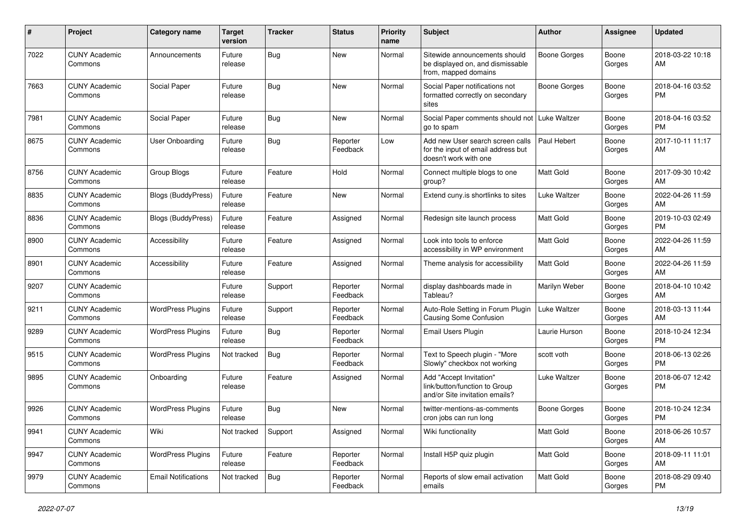| # | Project | Category name | Target version | Tracker | Status | Priority name | Subject | Author | Assignee | Updated |
|---|---|---|---|---|---|---|---|---|---|---|
| 7022 | CUNY Academic Commons | Announcements | Future release | Bug | New | Normal | Sitewide announcements should be displayed on, and dismissable from, mapped domains | Boone Gorges | Boone Gorges | 2018-03-22 10:18 AM |
| 7663 | CUNY Academic Commons | Social Paper | Future release | Bug | New | Normal | Social Paper notifications not formatted correctly on secondary sites | Boone Gorges | Boone Gorges | 2018-04-16 03:52 PM |
| 7981 | CUNY Academic Commons | Social Paper | Future release | Bug | New | Normal | Social Paper comments should not go to spam | Luke Waltzer | Boone Gorges | 2018-04-16 03:52 PM |
| 8675 | CUNY Academic Commons | User Onboarding | Future release | Bug | Reporter Feedback | Low | Add new User search screen calls for the input of email address but doesn't work with one | Paul Hebert | Boone Gorges | 2017-10-11 11:17 AM |
| 8756 | CUNY Academic Commons | Group Blogs | Future release | Feature | Hold | Normal | Connect multiple blogs to one group? | Matt Gold | Boone Gorges | 2017-09-30 10:42 AM |
| 8835 | CUNY Academic Commons | Blogs (BuddyPress) | Future release | Feature | New | Normal | Extend cuny.is shortlinks to sites | Luke Waltzer | Boone Gorges | 2022-04-26 11:59 AM |
| 8836 | CUNY Academic Commons | Blogs (BuddyPress) | Future release | Feature | Assigned | Normal | Redesign site launch process | Matt Gold | Boone Gorges | 2019-10-03 02:49 PM |
| 8900 | CUNY Academic Commons | Accessibility | Future release | Feature | Assigned | Normal | Look into tools to enforce accessibility in WP environment | Matt Gold | Boone Gorges | 2022-04-26 11:59 AM |
| 8901 | CUNY Academic Commons | Accessibility | Future release | Feature | Assigned | Normal | Theme analysis for accessibility | Matt Gold | Boone Gorges | 2022-04-26 11:59 AM |
| 9207 | CUNY Academic Commons | | Future release | Support | Reporter Feedback | Normal | display dashboards made in Tableau? | Marilyn Weber | Boone Gorges | 2018-04-10 10:42 AM |
| 9211 | CUNY Academic Commons | WordPress Plugins | Future release | Support | Reporter Feedback | Normal | Auto-Role Setting in Forum Plugin Causing Some Confusion | Luke Waltzer | Boone Gorges | 2018-03-13 11:44 AM |
| 9289 | CUNY Academic Commons | WordPress Plugins | Future release | Bug | Reporter Feedback | Normal | Email Users Plugin | Laurie Hurson | Boone Gorges | 2018-10-24 12:34 PM |
| 9515 | CUNY Academic Commons | WordPress Plugins | Not tracked | Bug | Reporter Feedback | Normal | Text to Speech plugin - "More Slowly" checkbox not working | scott voth | Boone Gorges | 2018-06-13 02:26 PM |
| 9895 | CUNY Academic Commons | Onboarding | Future release | Feature | Assigned | Normal | Add "Accept Invitation" link/button/function to Group and/or Site invitation emails? | Luke Waltzer | Boone Gorges | 2018-06-07 12:42 PM |
| 9926 | CUNY Academic Commons | WordPress Plugins | Future release | Bug | New | Normal | twitter-mentions-as-comments cron jobs can run long | Boone Gorges | Boone Gorges | 2018-10-24 12:34 PM |
| 9941 | CUNY Academic Commons | Wiki | Not tracked | Support | Assigned | Normal | Wiki functionality | Matt Gold | Boone Gorges | 2018-06-26 10:57 AM |
| 9947 | CUNY Academic Commons | WordPress Plugins | Future release | Feature | Reporter Feedback | Normal | Install H5P quiz plugin | Matt Gold | Boone Gorges | 2018-09-11 11:01 AM |
| 9979 | CUNY Academic Commons | Email Notifications | Not tracked | Bug | Reporter Feedback | Normal | Reports of slow email activation emails | Matt Gold | Boone Gorges | 2018-08-29 09:40 PM |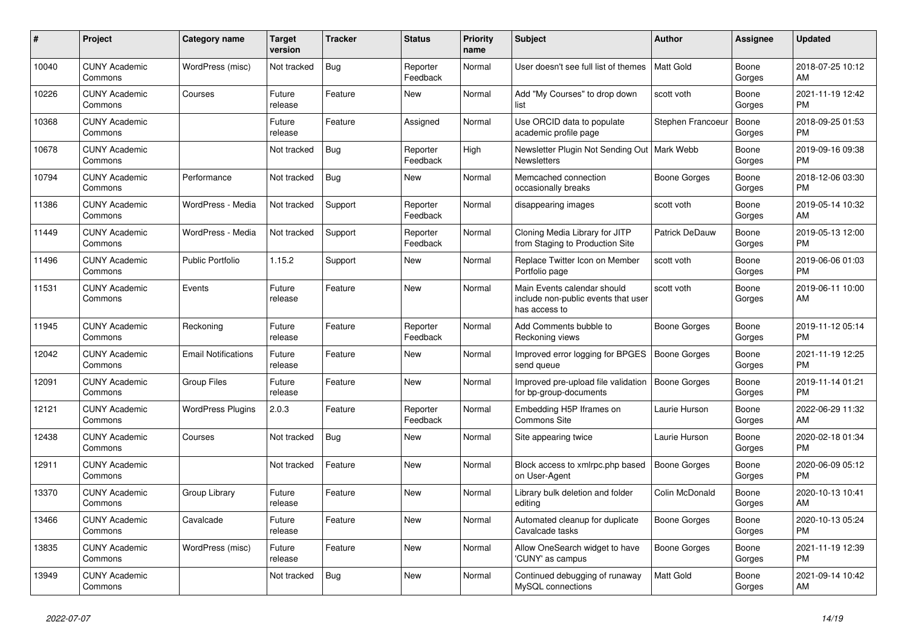| # | Project | Category name | Target version | Tracker | Status | Priority name | Subject | Author | Assignee | Updated |
|---|---|---|---|---|---|---|---|---|---|---|
| 10040 | CUNY Academic Commons | WordPress (misc) | Not tracked | Bug | Reporter Feedback | Normal | User doesn't see full list of themes | Matt Gold | Boone Gorges | 2018-07-25 10:12 AM |
| 10226 | CUNY Academic Commons | Courses | Future release | Feature | New | Normal | Add "My Courses" to drop down list | scott voth | Boone Gorges | 2021-11-19 12:42 PM |
| 10368 | CUNY Academic Commons | | Future release | Feature | Assigned | Normal | Use ORCID data to populate academic profile page | Stephen Francoeur | Boone Gorges | 2018-09-25 01:53 PM |
| 10678 | CUNY Academic Commons | | Not tracked | Bug | Reporter Feedback | High | Newsletter Plugin Not Sending Out Newsletters | Mark Webb | Boone Gorges | 2019-09-16 09:38 PM |
| 10794 | CUNY Academic Commons | Performance | Not tracked | Bug | New | Normal | Memcached connection occasionally breaks | Boone Gorges | Boone Gorges | 2018-12-06 03:30 PM |
| 11386 | CUNY Academic Commons | WordPress - Media | Not tracked | Support | Reporter Feedback | Normal | disappearing images | scott voth | Boone Gorges | 2019-05-14 10:32 AM |
| 11449 | CUNY Academic Commons | WordPress - Media | Not tracked | Support | Reporter Feedback | Normal | Cloning Media Library for JITP from Staging to Production Site | Patrick DeDauw | Boone Gorges | 2019-05-13 12:00 PM |
| 11496 | CUNY Academic Commons | Public Portfolio | 1.15.2 | Support | New | Normal | Replace Twitter Icon on Member Portfolio page | scott voth | Boone Gorges | 2019-06-06 01:03 PM |
| 11531 | CUNY Academic Commons | Events | Future release | Feature | New | Normal | Main Events calendar should include non-public events that user has access to | scott voth | Boone Gorges | 2019-06-11 10:00 AM |
| 11945 | CUNY Academic Commons | Reckoning | Future release | Feature | Reporter Feedback | Normal | Add Comments bubble to Reckoning views | Boone Gorges | Boone Gorges | 2019-11-12 05:14 PM |
| 12042 | CUNY Academic Commons | Email Notifications | Future release | Feature | New | Normal | Improved error logging for BPGES send queue | Boone Gorges | Boone Gorges | 2021-11-19 12:25 PM |
| 12091 | CUNY Academic Commons | Group Files | Future release | Feature | New | Normal | Improved pre-upload file validation for bp-group-documents | Boone Gorges | Boone Gorges | 2019-11-14 01:21 PM |
| 12121 | CUNY Academic Commons | WordPress Plugins | 2.0.3 | Feature | Reporter Feedback | Normal | Embedding H5P Iframes on Commons Site | Laurie Hurson | Boone Gorges | 2022-06-29 11:32 AM |
| 12438 | CUNY Academic Commons | Courses | Not tracked | Bug | New | Normal | Site appearing twice | Laurie Hurson | Boone Gorges | 2020-02-18 01:34 PM |
| 12911 | CUNY Academic Commons | | Not tracked | Feature | New | Normal | Block access to xmlrpc.php based on User-Agent | Boone Gorges | Boone Gorges | 2020-06-09 05:12 PM |
| 13370 | CUNY Academic Commons | Group Library | Future release | Feature | New | Normal | Library bulk deletion and folder editing | Colin McDonald | Boone Gorges | 2020-10-13 10:41 AM |
| 13466 | CUNY Academic Commons | Cavalcade | Future release | Feature | New | Normal | Automated cleanup for duplicate Cavalcade tasks | Boone Gorges | Boone Gorges | 2020-10-13 05:24 PM |
| 13835 | CUNY Academic Commons | WordPress (misc) | Future release | Feature | New | Normal | Allow OneSearch widget to have 'CUNY' as campus | Boone Gorges | Boone Gorges | 2021-11-19 12:39 PM |
| 13949 | CUNY Academic Commons | | Not tracked | Bug | New | Normal | Continued debugging of runaway MySQL connections | Matt Gold | Boone Gorges | 2021-09-14 10:42 AM |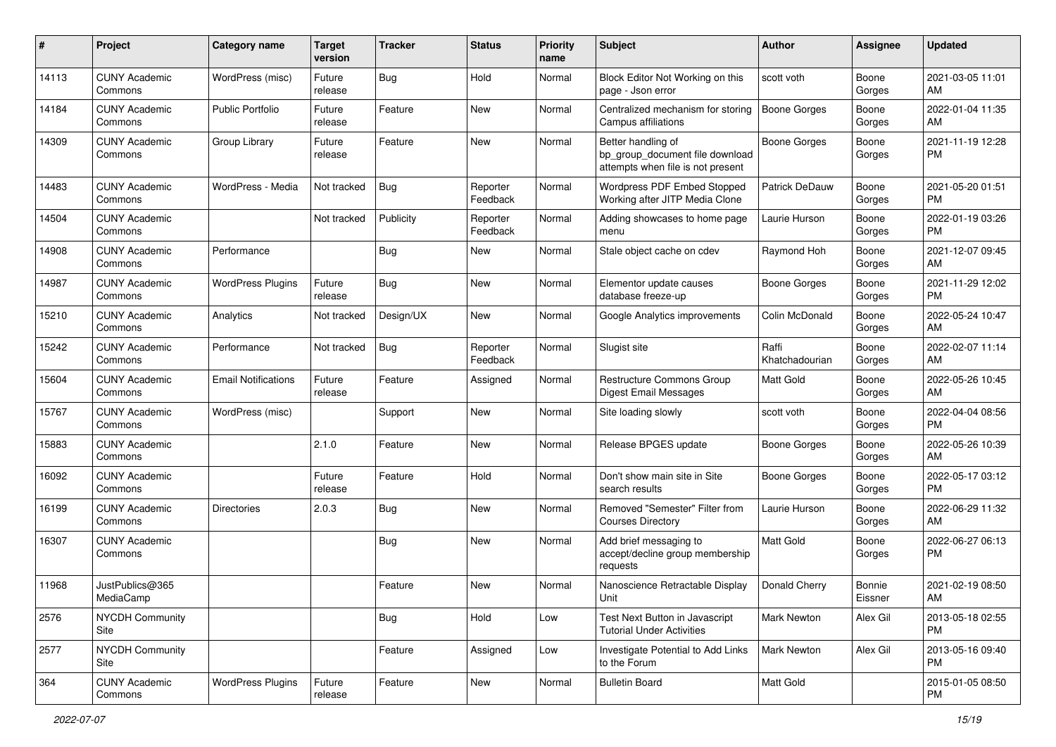| # | Project | Category name | Target version | Tracker | Status | Priority name | Subject | Author | Assignee | Updated |
|---|---|---|---|---|---|---|---|---|---|---|
| 14113 | CUNY Academic Commons | WordPress (misc) | Future release | Bug | Hold | Normal | Block Editor Not Working on this page - Json error | scott voth | Boone Gorges | 2021-03-05 11:01 AM |
| 14184 | CUNY Academic Commons | Public Portfolio | Future release | Feature | New | Normal | Centralized mechanism for storing Campus affiliations | Boone Gorges | Boone Gorges | 2022-01-04 11:35 AM |
| 14309 | CUNY Academic Commons | Group Library | Future release | Feature | New | Normal | Better handling of bp_group_document file download attempts when file is not present | Boone Gorges | Boone Gorges | 2021-11-19 12:28 PM |
| 14483 | CUNY Academic Commons | WordPress - Media | Not tracked | Bug | Reporter Feedback | Normal | Wordpress PDF Embed Stopped Working after JITP Media Clone | Patrick DeDauw | Boone Gorges | 2021-05-20 01:51 PM |
| 14504 | CUNY Academic Commons | | Not tracked | Publicity | Reporter Feedback | Normal | Adding showcases to home page menu | Laurie Hurson | Boone Gorges | 2022-01-19 03:26 PM |
| 14908 | CUNY Academic Commons | Performance | | Bug | New | Normal | Stale object cache on cdev | Raymond Hoh | Boone Gorges | 2021-12-07 09:45 AM |
| 14987 | CUNY Academic Commons | WordPress Plugins | Future release | Bug | New | Normal | Elementor update causes database freeze-up | Boone Gorges | Boone Gorges | 2021-11-29 12:02 PM |
| 15210 | CUNY Academic Commons | Analytics | Not tracked | Design/UX | New | Normal | Google Analytics improvements | Colin McDonald | Boone Gorges | 2022-05-24 10:47 AM |
| 15242 | CUNY Academic Commons | Performance | Not tracked | Bug | Reporter Feedback | Normal | Slugist site | Raffi Khatchadourian | Boone Gorges | 2022-02-07 11:14 AM |
| 15604 | CUNY Academic Commons | Email Notifications | Future release | Feature | Assigned | Normal | Restructure Commons Group Digest Email Messages | Matt Gold | Boone Gorges | 2022-05-26 10:45 AM |
| 15767 | CUNY Academic Commons | WordPress (misc) | | Support | New | Normal | Site loading slowly | scott voth | Boone Gorges | 2022-04-04 08:56 PM |
| 15883 | CUNY Academic Commons | | 2.1.0 | Feature | New | Normal | Release BPGES update | Boone Gorges | Boone Gorges | 2022-05-26 10:39 AM |
| 16092 | CUNY Academic Commons | | Future release | Feature | Hold | Normal | Don't show main site in Site search results | Boone Gorges | Boone Gorges | 2022-05-17 03:12 PM |
| 16199 | CUNY Academic Commons | Directories | 2.0.3 | Bug | New | Normal | Removed "Semester" Filter from Courses Directory | Laurie Hurson | Boone Gorges | 2022-06-29 11:32 AM |
| 16307 | CUNY Academic Commons | | | Bug | New | Normal | Add brief messaging to accept/decline group membership requests | Matt Gold | Boone Gorges | 2022-06-27 06:13 PM |
| 11968 | JustPublics@365 MediaCamp | | | Feature | New | Normal | Nanoscience Retractable Display Unit | Donald Cherry | Bonnie Eissner | 2021-02-19 08:50 AM |
| 2576 | NYCDH Community Site | | | Bug | Hold | Low | Test Next Button in Javascript Tutorial Under Activities | Mark Newton | Alex Gil | 2013-05-18 02:55 PM |
| 2577 | NYCDH Community Site | | | Feature | Assigned | Low | Investigate Potential to Add Links to the Forum | Mark Newton | Alex Gil | 2013-05-16 09:40 PM |
| 364 | CUNY Academic Commons | WordPress Plugins | Future release | Feature | New | Normal | Bulletin Board | Matt Gold | | 2015-01-05 08:50 PM |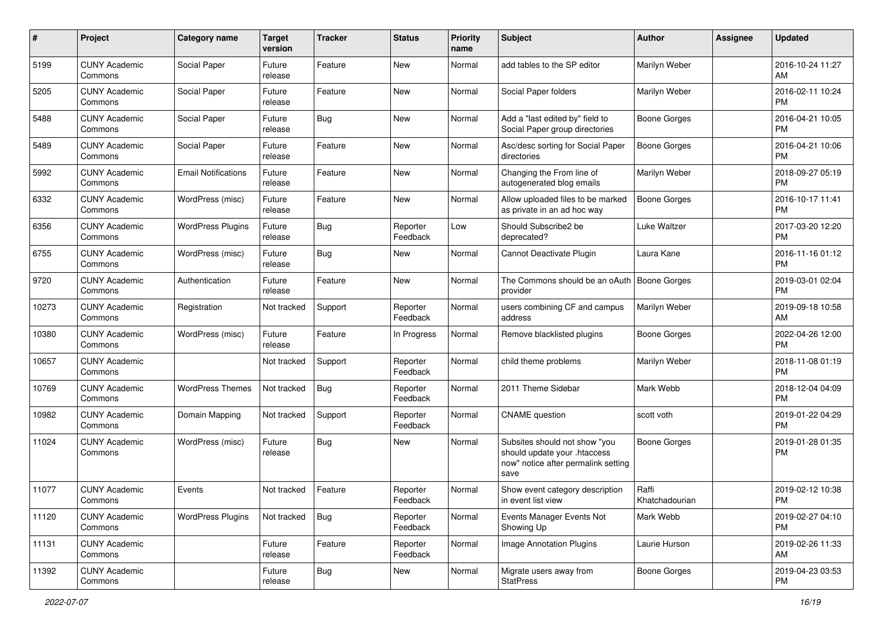| # | Project | Category name | Target version | Tracker | Status | Priority name | Subject | Author | Assignee | Updated |
|---|---|---|---|---|---|---|---|---|---|---|
| 5199 | CUNY Academic Commons | Social Paper | Future release | Feature | New | Normal | add tables to the SP editor | Marilyn Weber | | 2016-10-24 11:27 AM |
| 5205 | CUNY Academic Commons | Social Paper | Future release | Feature | New | Normal | Social Paper folders | Marilyn Weber | | 2016-02-11 10:24 PM |
| 5488 | CUNY Academic Commons | Social Paper | Future release | Bug | New | Normal | Add a "last edited by" field to Social Paper group directories | Boone Gorges | | 2016-04-21 10:05 PM |
| 5489 | CUNY Academic Commons | Social Paper | Future release | Feature | New | Normal | Asc/desc sorting for Social Paper directories | Boone Gorges | | 2016-04-21 10:06 PM |
| 5992 | CUNY Academic Commons | Email Notifications | Future release | Feature | New | Normal | Changing the From line of autogenerated blog emails | Marilyn Weber | | 2018-09-27 05:19 PM |
| 6332 | CUNY Academic Commons | WordPress (misc) | Future release | Feature | New | Normal | Allow uploaded files to be marked as private in an ad hoc way | Boone Gorges | | 2016-10-17 11:41 PM |
| 6356 | CUNY Academic Commons | WordPress Plugins | Future release | Bug | Reporter Feedback | Low | Should Subscribe2 be deprecated? | Luke Waltzer | | 2017-03-20 12:20 PM |
| 6755 | CUNY Academic Commons | WordPress (misc) | Future release | Bug | New | Normal | Cannot Deactivate Plugin | Laura Kane | | 2016-11-16 01:12 PM |
| 9720 | CUNY Academic Commons | Authentication | Future release | Feature | New | Normal | The Commons should be an oAuth provider | Boone Gorges | | 2019-03-01 02:04 PM |
| 10273 | CUNY Academic Commons | Registration | Not tracked | Support | Reporter Feedback | Normal | users combining CF and campus address | Marilyn Weber | | 2019-09-18 10:58 AM |
| 10380 | CUNY Academic Commons | WordPress (misc) | Future release | Feature | In Progress | Normal | Remove blacklisted plugins | Boone Gorges | | 2022-04-26 12:00 PM |
| 10657 | CUNY Academic Commons | | Not tracked | Support | Reporter Feedback | Normal | child theme problems | Marilyn Weber | | 2018-11-08 01:19 PM |
| 10769 | CUNY Academic Commons | WordPress Themes | Not tracked | Bug | Reporter Feedback | Normal | 2011 Theme Sidebar | Mark Webb | | 2018-12-04 04:09 PM |
| 10982 | CUNY Academic Commons | Domain Mapping | Not tracked | Support | Reporter Feedback | Normal | CNAME question | scott voth | | 2019-01-22 04:29 PM |
| 11024 | CUNY Academic Commons | WordPress (misc) | Future release | Bug | New | Normal | Subsites should not show "you should update your .htaccess now" notice after permalink setting save | Boone Gorges | | 2019-01-28 01:35 PM |
| 11077 | CUNY Academic Commons | Events | Not tracked | Feature | Reporter Feedback | Normal | Show event category description in event list view | Raffi Khatchadourian | | 2019-02-12 10:38 PM |
| 11120 | CUNY Academic Commons | WordPress Plugins | Not tracked | Bug | Reporter Feedback | Normal | Events Manager Events Not Showing Up | Mark Webb | | 2019-02-27 04:10 PM |
| 11131 | CUNY Academic Commons | | Future release | Feature | Reporter Feedback | Normal | Image Annotation Plugins | Laurie Hurson | | 2019-02-26 11:33 AM |
| 11392 | CUNY Academic Commons | | Future release | Bug | New | Normal | Migrate users away from StatPress | Boone Gorges | | 2019-04-23 03:53 PM |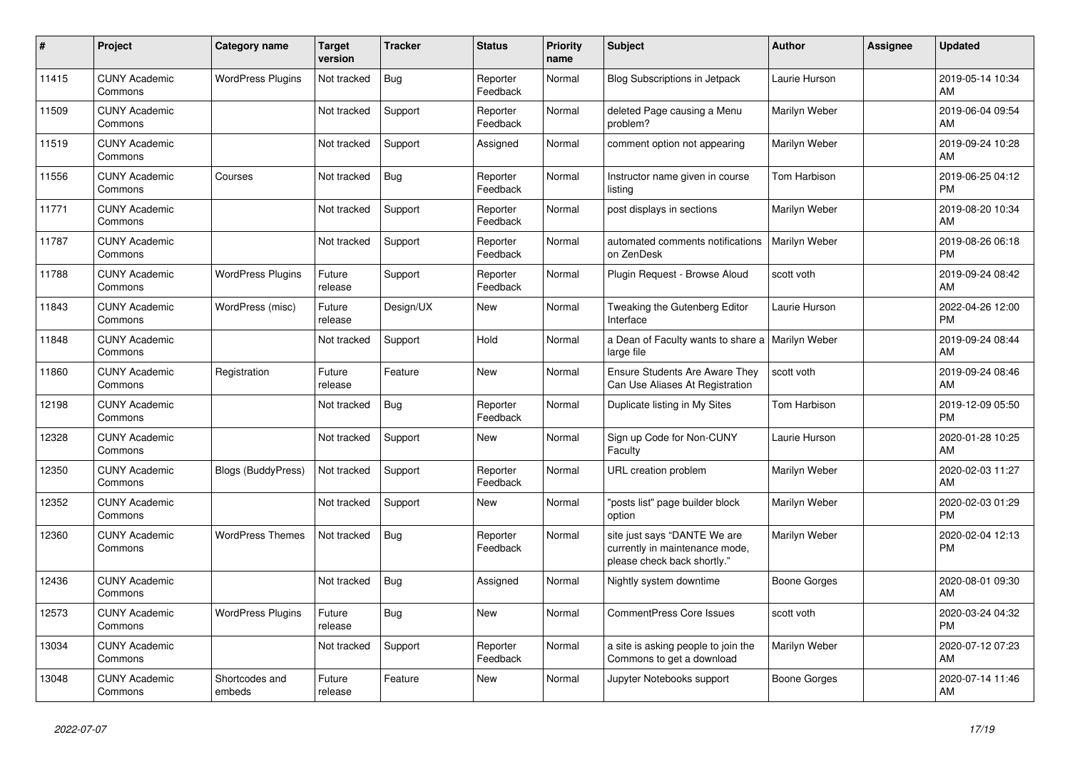| # | Project | Category name | Target version | Tracker | Status | Priority name | Subject | Author | Assignee | Updated |
|---|---|---|---|---|---|---|---|---|---|---|
| 11415 | CUNY Academic Commons | WordPress Plugins | Not tracked | Bug | Reporter Feedback | Normal | Blog Subscriptions in Jetpack | Laurie Hurson | | 2019-05-14 10:34 AM |
| 11509 | CUNY Academic Commons | | Not tracked | Support | Reporter Feedback | Normal | deleted Page causing a Menu problem? | Marilyn Weber | | 2019-06-04 09:54 AM |
| 11519 | CUNY Academic Commons | | Not tracked | Support | Assigned | Normal | comment option not appearing | Marilyn Weber | | 2019-09-24 10:28 AM |
| 11556 | CUNY Academic Commons | Courses | Not tracked | Bug | Reporter Feedback | Normal | Instructor name given in course listing | Tom Harbison | | 2019-06-25 04:12 PM |
| 11771 | CUNY Academic Commons | | Not tracked | Support | Reporter Feedback | Normal | post displays in sections | Marilyn Weber | | 2019-08-20 10:34 AM |
| 11787 | CUNY Academic Commons | | Not tracked | Support | Reporter Feedback | Normal | automated comments notifications on ZenDesk | Marilyn Weber | | 2019-08-26 06:18 PM |
| 11788 | CUNY Academic Commons | WordPress Plugins | Future release | Support | Reporter Feedback | Normal | Plugin Request - Browse Aloud | scott voth | | 2019-09-24 08:42 AM |
| 11843 | CUNY Academic Commons | WordPress (misc) | Future release | Design/UX | New | Normal | Tweaking the Gutenberg Editor Interface | Laurie Hurson | | 2022-04-26 12:00 PM |
| 11848 | CUNY Academic Commons | | Not tracked | Support | Hold | Normal | a Dean of Faculty wants to share a large file | Marilyn Weber | | 2019-09-24 08:44 AM |
| 11860 | CUNY Academic Commons | Registration | Future release | Feature | New | Normal | Ensure Students Are Aware They Can Use Aliases At Registration | scott voth | | 2019-09-24 08:46 AM |
| 12198 | CUNY Academic Commons | | Not tracked | Bug | Reporter Feedback | Normal | Duplicate listing in My Sites | Tom Harbison | | 2019-12-09 05:50 PM |
| 12328 | CUNY Academic Commons | | Not tracked | Support | New | Normal | Sign up Code for Non-CUNY Faculty | Laurie Hurson | | 2020-01-28 10:25 AM |
| 12350 | CUNY Academic Commons | Blogs (BuddyPress) | Not tracked | Support | Reporter Feedback | Normal | URL creation problem | Marilyn Weber | | 2020-02-03 11:27 AM |
| 12352 | CUNY Academic Commons | | Not tracked | Support | New | Normal | "posts list" page builder block option | Marilyn Weber | | 2020-02-03 01:29 PM |
| 12360 | CUNY Academic Commons | WordPress Themes | Not tracked | Bug | Reporter Feedback | Normal | site just says "DANTE We are currently in maintenance mode, please check back shortly." | Marilyn Weber | | 2020-02-04 12:13 PM |
| 12436 | CUNY Academic Commons | | Not tracked | Bug | Assigned | Normal | Nightly system downtime | Boone Gorges | | 2020-08-01 09:30 AM |
| 12573 | CUNY Academic Commons | WordPress Plugins | Future release | Bug | New | Normal | CommentPress Core Issues | scott voth | | 2020-03-24 04:32 PM |
| 13034 | CUNY Academic Commons | | Not tracked | Support | Reporter Feedback | Normal | a site is asking people to join the Commons to get a download | Marilyn Weber | | 2020-07-12 07:23 AM |
| 13048 | CUNY Academic Commons | Shortcodes and embeds | Future release | Feature | New | Normal | Jupyter Notebooks support | Boone Gorges | | 2020-07-14 11:46 AM |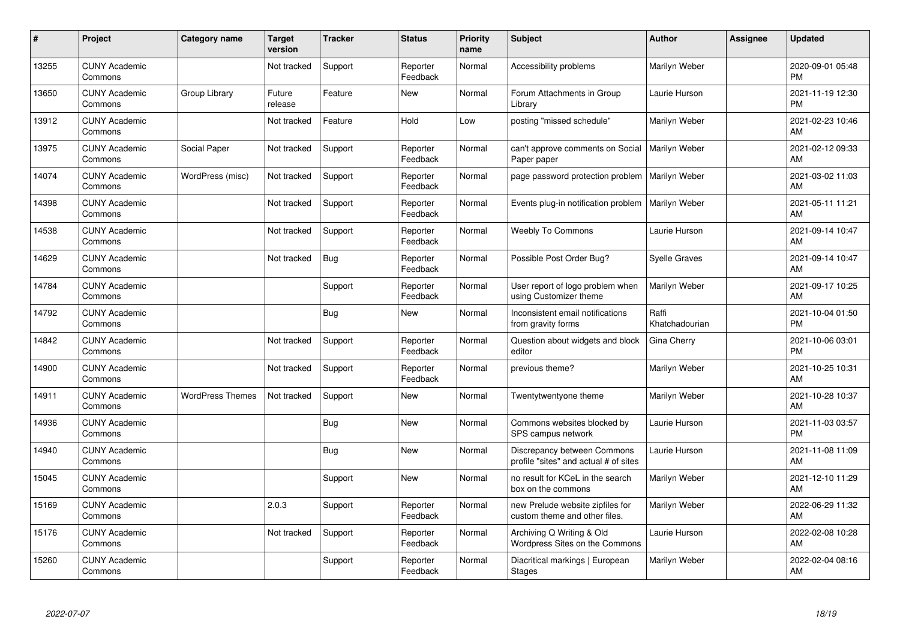| # | Project | Category name | Target version | Tracker | Status | Priority name | Subject | Author | Assignee | Updated |
|---|---|---|---|---|---|---|---|---|---|---|
| 13255 | CUNY Academic Commons | | Not tracked | Support | Reporter Feedback | Normal | Accessibility problems | Marilyn Weber | | 2020-09-01 05:48 PM |
| 13650 | CUNY Academic Commons | Group Library | Future release | Feature | New | Normal | Forum Attachments in Group Library | Laurie Hurson | | 2021-11-19 12:30 PM |
| 13912 | CUNY Academic Commons | | Not tracked | Feature | Hold | Low | posting "missed schedule" | Marilyn Weber | | 2021-02-23 10:46 AM |
| 13975 | CUNY Academic Commons | Social Paper | Not tracked | Support | Reporter Feedback | Normal | can't approve comments on Social Paper paper | Marilyn Weber | | 2021-02-12 09:33 AM |
| 14074 | CUNY Academic Commons | WordPress (misc) | Not tracked | Support | Reporter Feedback | Normal | page password protection problem | Marilyn Weber | | 2021-03-02 11:03 AM |
| 14398 | CUNY Academic Commons | | Not tracked | Support | Reporter Feedback | Normal | Events plug-in notification problem | Marilyn Weber | | 2021-05-11 11:21 AM |
| 14538 | CUNY Academic Commons | | Not tracked | Support | Reporter Feedback | Normal | Weebly To Commons | Laurie Hurson | | 2021-09-14 10:47 AM |
| 14629 | CUNY Academic Commons | | Not tracked | Bug | Reporter Feedback | Normal | Possible Post Order Bug? | Syelle Graves | | 2021-09-14 10:47 AM |
| 14784 | CUNY Academic Commons | | | Support | Reporter Feedback | Normal | User report of logo problem when using Customizer theme | Marilyn Weber | | 2021-09-17 10:25 AM |
| 14792 | CUNY Academic Commons | | | Bug | New | Normal | Inconsistent email notifications from gravity forms | Raffi Khatchadourian | | 2021-10-04 01:50 PM |
| 14842 | CUNY Academic Commons | | Not tracked | Support | Reporter Feedback | Normal | Question about widgets and block editor | Gina Cherry | | 2021-10-06 03:01 PM |
| 14900 | CUNY Academic Commons | | Not tracked | Support | Reporter Feedback | Normal | previous theme? | Marilyn Weber | | 2021-10-25 10:31 AM |
| 14911 | CUNY Academic Commons | WordPress Themes | Not tracked | Support | New | Normal | Twentytwentyone theme | Marilyn Weber | | 2021-10-28 10:37 AM |
| 14936 | CUNY Academic Commons | | | Bug | New | Normal | Commons websites blocked by SPS campus network | Laurie Hurson | | 2021-11-03 03:57 PM |
| 14940 | CUNY Academic Commons | | | Bug | New | Normal | Discrepancy between Commons profile "sites" and actual # of sites | Laurie Hurson | | 2021-11-08 11:09 AM |
| 15045 | CUNY Academic Commons | | | Support | New | Normal | no result for KCeL in the search box on the commons | Marilyn Weber | | 2021-12-10 11:29 AM |
| 15169 | CUNY Academic Commons | | 2.0.3 | Support | Reporter Feedback | Normal | new Prelude website zipfiles for custom theme and other files. | Marilyn Weber | | 2022-06-29 11:32 AM |
| 15176 | CUNY Academic Commons | | Not tracked | Support | Reporter Feedback | Normal | Archiving Q Writing & Old Wordpress Sites on the Commons | Laurie Hurson | | 2022-02-08 10:28 AM |
| 15260 | CUNY Academic Commons | | | Support | Reporter Feedback | Normal | Diacritical markings \| European Stages | Marilyn Weber | | 2022-02-04 08:16 AM |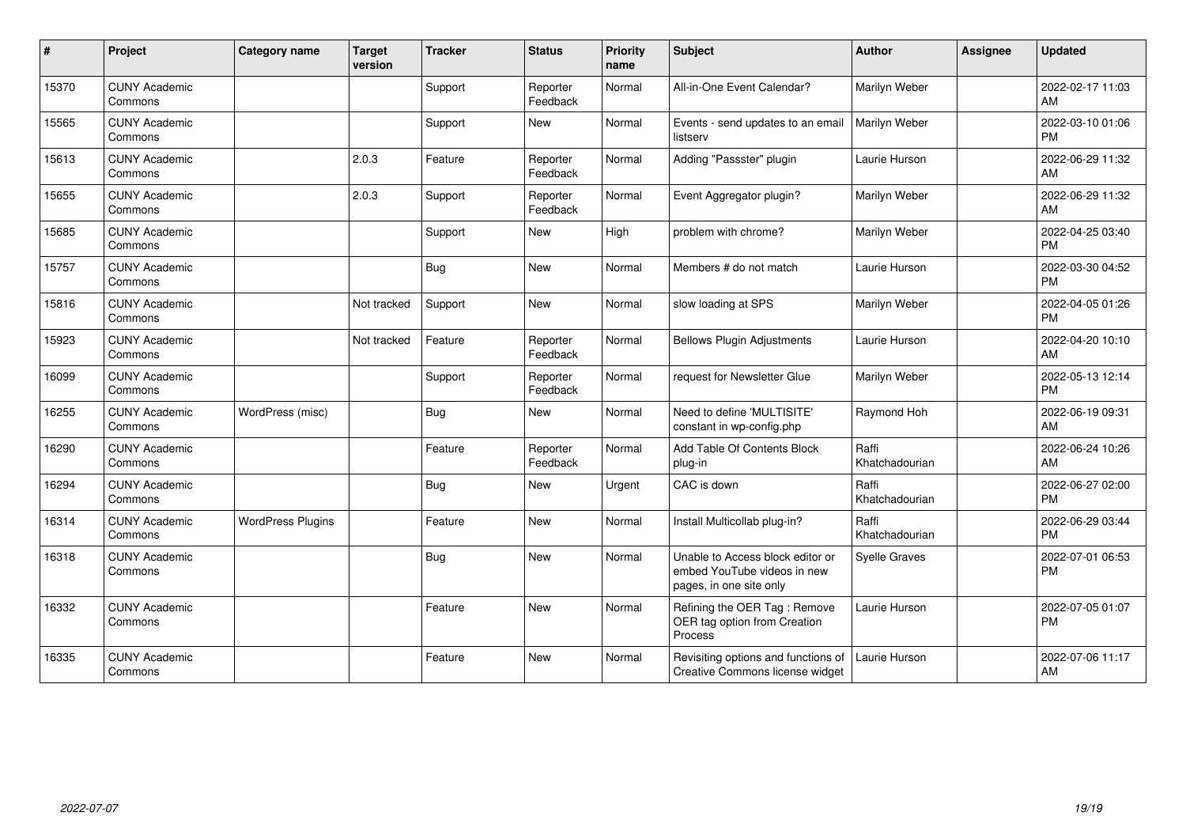| # | Project | Category name | Target version | Tracker | Status | Priority name | Subject | Author | Assignee | Updated |
|---|---|---|---|---|---|---|---|---|---|---|
| 15370 | CUNY Academic Commons | | | Support | Reporter Feedback | Normal | All-in-One Event Calendar? | Marilyn Weber | | 2022-02-17 11:03 AM |
| 15565 | CUNY Academic Commons | | | Support | New | Normal | Events - send updates to an email listserv | Marilyn Weber | | 2022-03-10 01:06 PM |
| 15613 | CUNY Academic Commons | | 2.0.3 | Feature | Reporter Feedback | Normal | Adding "Passster" plugin | Laurie Hurson | | 2022-06-29 11:32 AM |
| 15655 | CUNY Academic Commons | | 2.0.3 | Support | Reporter Feedback | Normal | Event Aggregator plugin? | Marilyn Weber | | 2022-06-29 11:32 AM |
| 15685 | CUNY Academic Commons | | | Support | New | High | problem with chrome? | Marilyn Weber | | 2022-04-25 03:40 PM |
| 15757 | CUNY Academic Commons | | | Bug | New | Normal | Members # do not match | Laurie Hurson | | 2022-03-30 04:52 PM |
| 15816 | CUNY Academic Commons | | Not tracked | Support | New | Normal | slow loading at SPS | Marilyn Weber | | 2022-04-05 01:26 PM |
| 15923 | CUNY Academic Commons | | Not tracked | Feature | Reporter Feedback | Normal | Bellows Plugin Adjustments | Laurie Hurson | | 2022-04-20 10:10 AM |
| 16099 | CUNY Academic Commons | | | Support | Reporter Feedback | Normal | request for Newsletter Glue | Marilyn Weber | | 2022-05-13 12:14 PM |
| 16255 | CUNY Academic Commons | WordPress (misc) | | Bug | New | Normal | Need to define 'MULTISITE' constant in wp-config.php | Raymond Hoh | | 2022-06-19 09:31 AM |
| 16290 | CUNY Academic Commons | | | Feature | Reporter Feedback | Normal | Add Table Of Contents Block plug-in | Raffi Khatchadourian | | 2022-06-24 10:26 AM |
| 16294 | CUNY Academic Commons | | | Bug | New | Urgent | CAC is down | Raffi Khatchadourian | | 2022-06-27 02:00 PM |
| 16314 | CUNY Academic Commons | WordPress Plugins | | Feature | New | Normal | Install Multicollab plug-in? | Raffi Khatchadourian | | 2022-06-29 03:44 PM |
| 16318 | CUNY Academic Commons | | | Bug | New | Normal | Unable to Access block editor or embed YouTube videos in new pages, in one site only | Syelle Graves | | 2022-07-01 06:53 PM |
| 16332 | CUNY Academic Commons | | | Feature | New | Normal | Refining the OER Tag : Remove OER tag option from Creation Process | Laurie Hurson | | 2022-07-05 01:07 PM |
| 16335 | CUNY Academic Commons | | | Feature | New | Normal | Revisiting options and functions of Creative Commons license widget | Laurie Hurson | | 2022-07-06 11:17 AM |